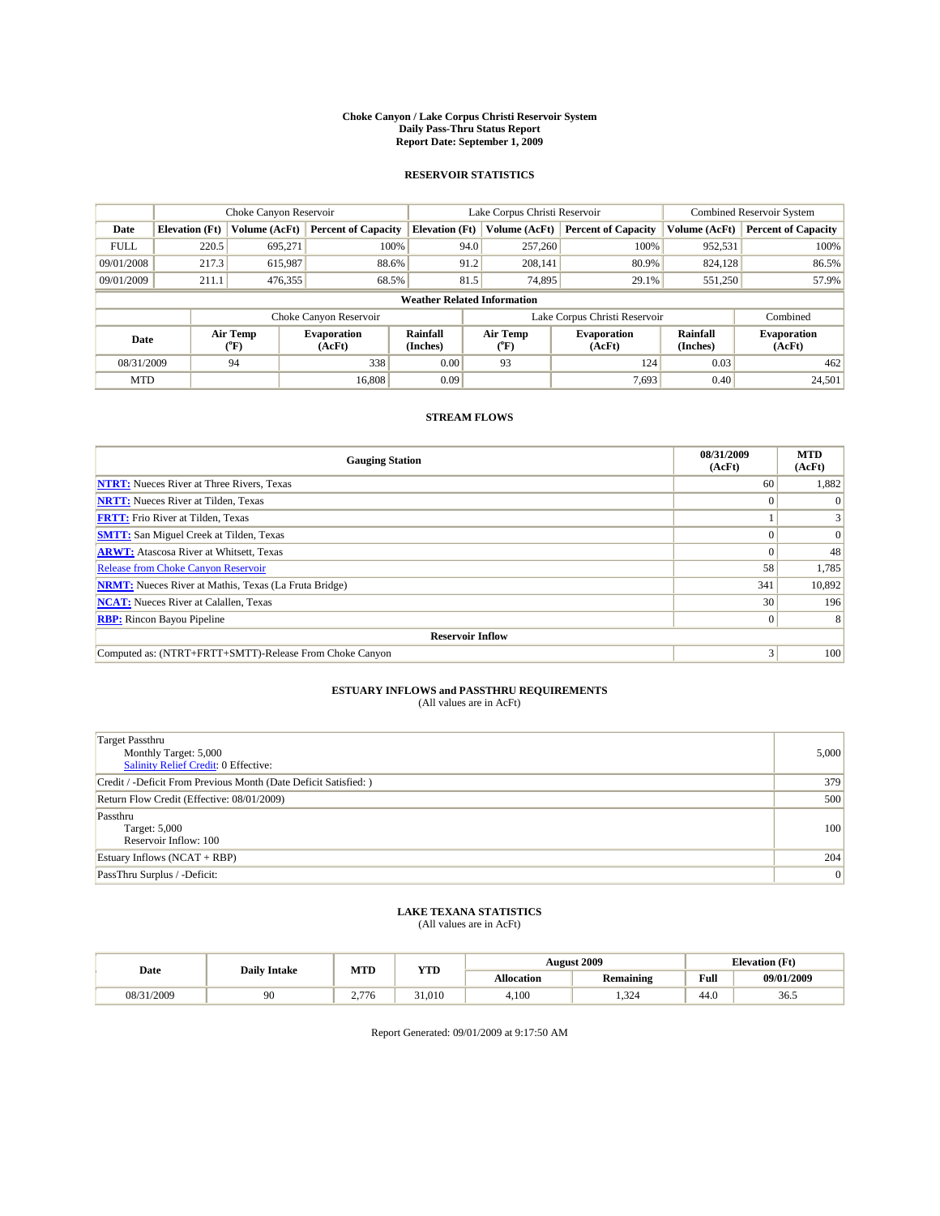# Choke Canyon / Lake Corpus Christi Reservoir System
## Daily Pass-Thru Status Report
## Report Date: September 1, 2009

### RESERVOIR STATISTICS

| | Choke Canyon Reservoir | | | Lake Corpus Christi Reservoir | | | Combined Reservoir System | |
|---|---|---|---|---|---|---|---|---|
| Date | Elevation (Ft) | Volume (AcFt) | Percent of Capacity | Elevation (Ft) | Volume (AcFt) | Percent of Capacity | Volume (AcFt) | Percent of Capacity |
| FULL | 220.5 | 695,271 | 100% | 94.0 | 257,260 | 100% | 952,531 | 100% |
| 09/01/2008 | 217.3 | 615,987 | 88.6% | 91.2 | 208,141 | 80.9% | 824,128 | 86.5% |
| 09/01/2009 | 211.1 | 476,355 | 68.5% | 81.5 | 74,895 | 29.1% | 551,250 | 57.9% |

**Weather Related Information**

| | Choke Canyon Reservoir | | | Lake Corpus Christi Reservoir | | | Combined |
|---|---|---|---|---|---|---|---|
| Date | Air Temp (°F) | Evaporation (AcFt) | Rainfall (Inches) | Air Temp (°F) | Evaporation (AcFt) | Rainfall (Inches) | Evaporation (AcFt) |
| 08/31/2009 | 94 | 338 | 0.00 | 93 | 124 | 0.03 | 462 |
| MTD | | 16,808 | 0.09 | | 7,693 | 0.40 | 24,501 |

### STREAM FLOWS

| Gauging Station | 08/31/2009 (AcFt) | MTD (AcFt) |
|---|---|---|
| NTRT: Nueces River at Three Rivers, Texas | 60 | 1,882 |
| NRTT: Nueces River at Tilden, Texas | 0 | 0 |
| FRTT: Frio River at Tilden, Texas | 1 | 3 |
| SMTT: San Miguel Creek at Tilden, Texas | 0 | 0 |
| ARWT: Atascosa River at Whitsett, Texas | 0 | 48 |
| Release from Choke Canyon Reservoir | 58 | 1,785 |
| NRMT: Nueces River at Mathis, Texas (La Fruta Bridge) | 341 | 10,892 |
| NCAT: Nueces River at Calallen, Texas | 30 | 196 |
| RBP: Rincon Bayou Pipeline | 0 | 8 |
| **Reservoir Inflow** | | |
| Computed as: (NTRT+FRTT+SMTT)-Release From Choke Canyon | 3 | 100 |

### ESTUARY INFLOWS and PASSTHRU REQUIREMENTS
(All values are in AcFt)

| | |
|---|---|
| Target Passthru<br>Monthly Target: 5,000<br>Salinity Relief Credit: 0 Effective: | 5,000 |
| Credit / -Deficit From Previous Month (Date Deficit Satisfied: ) | 379 |
| Return Flow Credit (Effective: 08/01/2009) | 500 |
| Passthru<br>Target: 5,000<br>Reservoir Inflow: 100 | 100 |
| Estuary Inflows (NCAT + RBP) | 204 |
| PassThru Surplus / -Deficit: | 0 |

### LAKE TEXANA STATISTICS
(All values are in AcFt)

| Date | Daily Intake | MTD | YTD | August 2009 | | Elevation (Ft) | |
|---|---|---|---|---|---|---|---|
| | | | | Allocation | Remaining | Full | 09/01/2009 |
| 08/31/2009 | 90 | 2,776 | 31,010 | 4,100 | 1,324 | 44.0 | 36.5 |

Report Generated: 09/01/2009 at 9:17:50 AM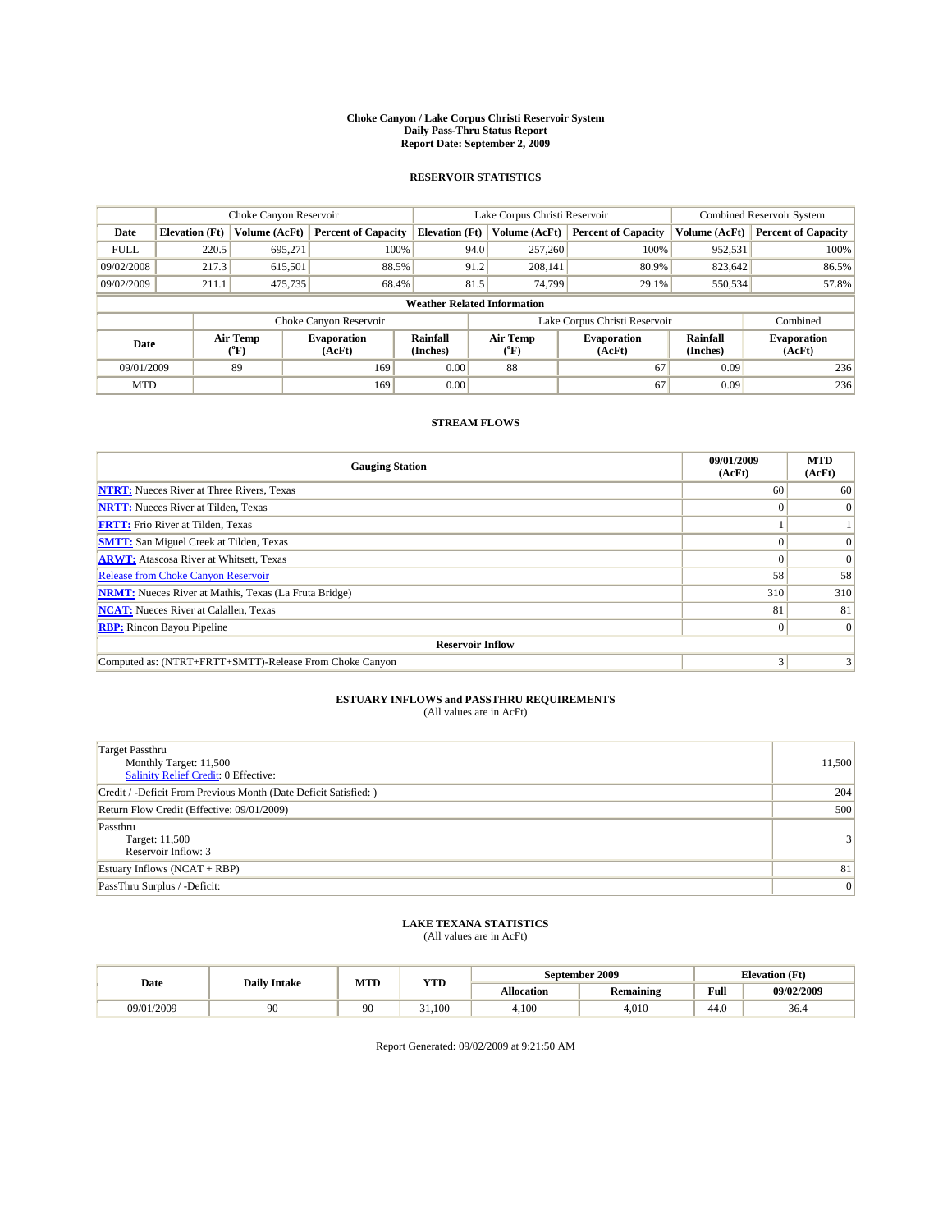# Choke Canyon / Lake Corpus Christi Reservoir System
## Daily Pass-Thru Status Report
## Report Date: September 2, 2009

### RESERVOIR STATISTICS

| | Choke Canyon Reservoir | | | Lake Corpus Christi Reservoir | | | Combined Reservoir System | |
|---|---|---|---|---|---|---|---|---|
| Date | Elevation (Ft) | Volume (AcFt) | Percent of Capacity | Elevation (Ft) | Volume (AcFt) | Percent of Capacity | Volume (AcFt) | Percent of Capacity |
| FULL | 220.5 | 695,271 | 100% | 94.0 | 257,260 | 100% | 952,531 | 100% |
| 09/02/2008 | 217.3 | 615,501 | 88.5% | 91.2 | 208,141 | 80.9% | 823,642 | 86.5% |
| 09/02/2009 | 211.1 | 475,735 | 68.4% | 81.5 | 74,799 | 29.1% | 550,534 | 57.8% |

**Weather Related Information**

| | Choke Canyon Reservoir | | | Lake Corpus Christi Reservoir | | | Combined |
|---|---|---|---|---|---|---|---|
| Date | Air Temp (°F) | Evaporation (AcFt) | Rainfall (Inches) | Air Temp (°F) | Evaporation (AcFt) | Rainfall (Inches) | Evaporation (AcFt) |
| 09/01/2009 | 89 | 169 | 0.00 | 88 | 67 | 0.09 | 236 |
| MTD | | 169 | 0.00 | | 67 | 0.09 | 236 |

### STREAM FLOWS

| Gauging Station | 09/01/2009 (AcFt) | MTD (AcFt) |
|---|---|---|
| NTRT: Nueces River at Three Rivers, Texas | 60 | 60 |
| NRTT: Nueces River at Tilden, Texas | 0 | 0 |
| FRTT: Frio River at Tilden, Texas | 1 | 1 |
| SMTT: San Miguel Creek at Tilden, Texas | 0 | 0 |
| ARWT: Atascosa River at Whitsett, Texas | 0 | 0 |
| Release from Choke Canyon Reservoir | 58 | 58 |
| NRMT: Nueces River at Mathis, Texas (La Fruta Bridge) | 310 | 310 |
| NCAT: Nueces River at Calallen, Texas | 81 | 81 |
| RBP: Rincon Bayou Pipeline | 0 | 0 |
| **Reservoir Inflow** | | |
| Computed as: (NTRT+FRTT+SMTT)-Release From Choke Canyon | 3 | 3 |

### ESTUARY INFLOWS and PASSTHRU REQUIREMENTS
(All values are in AcFt)

| | |
|---|---|
| Target Passthru<br>Monthly Target: 11,500<br>Salinity Relief Credit: 0 Effective: | 11,500 |
| Credit / -Deficit From Previous Month (Date Deficit Satisfied: ) | 204 |
| Return Flow Credit (Effective: 09/01/2009) | 500 |
| Passthru<br>Target: 11,500<br>Reservoir Inflow: 3 | 3 |
| Estuary Inflows (NCAT + RBP) | 81 |
| PassThru Surplus / -Deficit: | 0 |

### LAKE TEXANA STATISTICS
(All values are in AcFt)

| Date | Daily Intake | MTD | YTD | September 2009 | | Elevation (Ft) | |
|---|---|---|---|---|---|---|---|
| | | | | Allocation | Remaining | Full | 09/02/2009 |
| 09/01/2009 | 90 | 90 | 31,100 | 4,100 | 4,010 | 44.0 | 36.4 |

Report Generated: 09/02/2009 at 9:21:50 AM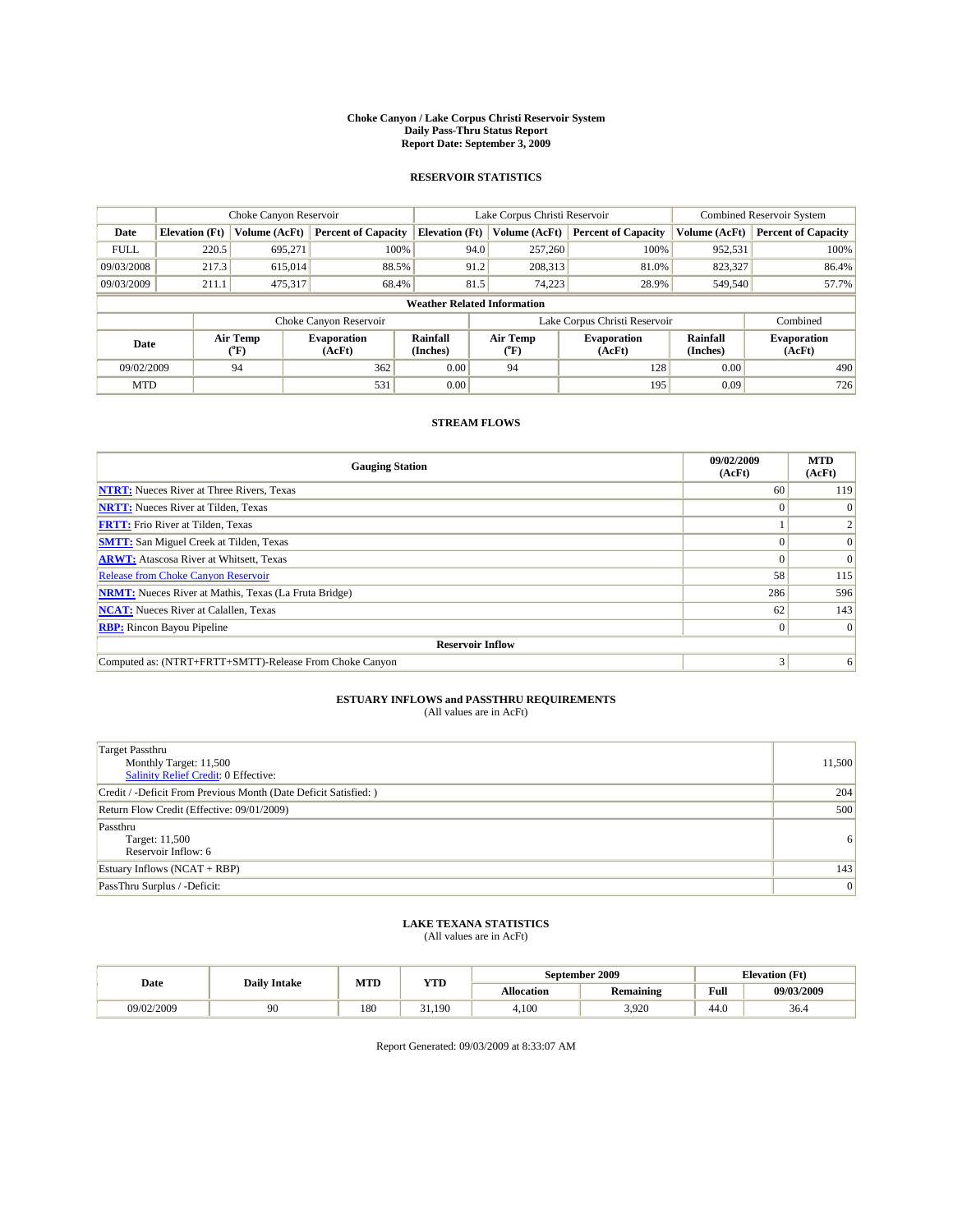# Choke Canyon / Lake Corpus Christi Reservoir System
## Daily Pass-Thru Status Report
## Report Date: September 3, 2009

### RESERVOIR STATISTICS

| | Choke Canyon Reservoir | | | Lake Corpus Christi Reservoir | | | Combined Reservoir System | |
|---|---|---|---|---|---|---|---|---|
| Date | Elevation (Ft) | Volume (AcFt) | Percent of Capacity | Elevation (Ft) | Volume (AcFt) | Percent of Capacity | Volume (AcFt) | Percent of Capacity |
| FULL | 220.5 | 695,271 | 100% | 94.0 | 257,260 | 100% | 952,531 | 100% |
| 09/03/2008 | 217.3 | 615,014 | 88.5% | 91.2 | 208,313 | 81.0% | 823,327 | 86.4% |
| 09/03/2009 | 211.1 | 475,317 | 68.4% | 81.5 | 74,223 | 28.9% | 549,540 | 57.7% |

**Weather Related Information**

| | Choke Canyon Reservoir | | | Lake Corpus Christi Reservoir | | | Combined |
|---|---|---|---|---|---|---|---|
| Date | Air Temp (°F) | Evaporation (AcFt) | Rainfall (Inches) | Air Temp (°F) | Evaporation (AcFt) | Rainfall (Inches) | Evaporation (AcFt) |
| 09/02/2009 | 94 | 362 | 0.00 | 94 | 128 | 0.00 | 490 |
| MTD | | 531 | 0.00 | | 195 | 0.09 | 726 |

### STREAM FLOWS

| Gauging Station | 09/02/2009 (AcFt) | MTD (AcFt) |
|---|---|---|
| NTRT: Nueces River at Three Rivers, Texas | 60 | 119 |
| NRTT: Nueces River at Tilden, Texas | 0 | 0 |
| FRTT: Frio River at Tilden, Texas | 1 | 2 |
| SMTT: San Miguel Creek at Tilden, Texas | 0 | 0 |
| ARWT: Atascosa River at Whitsett, Texas | 0 | 0 |
| Release from Choke Canyon Reservoir | 58 | 115 |
| NRMT: Nueces River at Mathis, Texas (La Fruta Bridge) | 286 | 596 |
| NCAT: Nueces River at Calallen, Texas | 62 | 143 |
| RBP: Rincon Bayou Pipeline | 0 | 0 |
| **Reservoir Inflow** | | |
| Computed as: (NTRT+FRTT+SMTT)-Release From Choke Canyon | 3 | 6 |

### ESTUARY INFLOWS and PASSTHRU REQUIREMENTS
(All values are in AcFt)

| | |
|---|---|
| Target Passthru<br>Monthly Target: 11,500<br>Salinity Relief Credit: 0 Effective: | 11,500 |
| Credit / -Deficit From Previous Month (Date Deficit Satisfied: ) | 204 |
| Return Flow Credit (Effective: 09/01/2009) | 500 |
| Passthru<br>Target: 11,500<br>Reservoir Inflow: 6 | 6 |
| Estuary Inflows (NCAT + RBP) | 143 |
| PassThru Surplus / -Deficit: | 0 |

### LAKE TEXANA STATISTICS
(All values are in AcFt)

| Date | Daily Intake | MTD | YTD | September 2009 | | Elevation (Ft) | |
|---|---|---|---|---|---|---|---|
| | | | | Allocation | Remaining | Full | 09/03/2009 |
| 09/02/2009 | 90 | 180 | 31,190 | 4,100 | 3,920 | 44.0 | 36.4 |

Report Generated: 09/03/2009 at 8:33:07 AM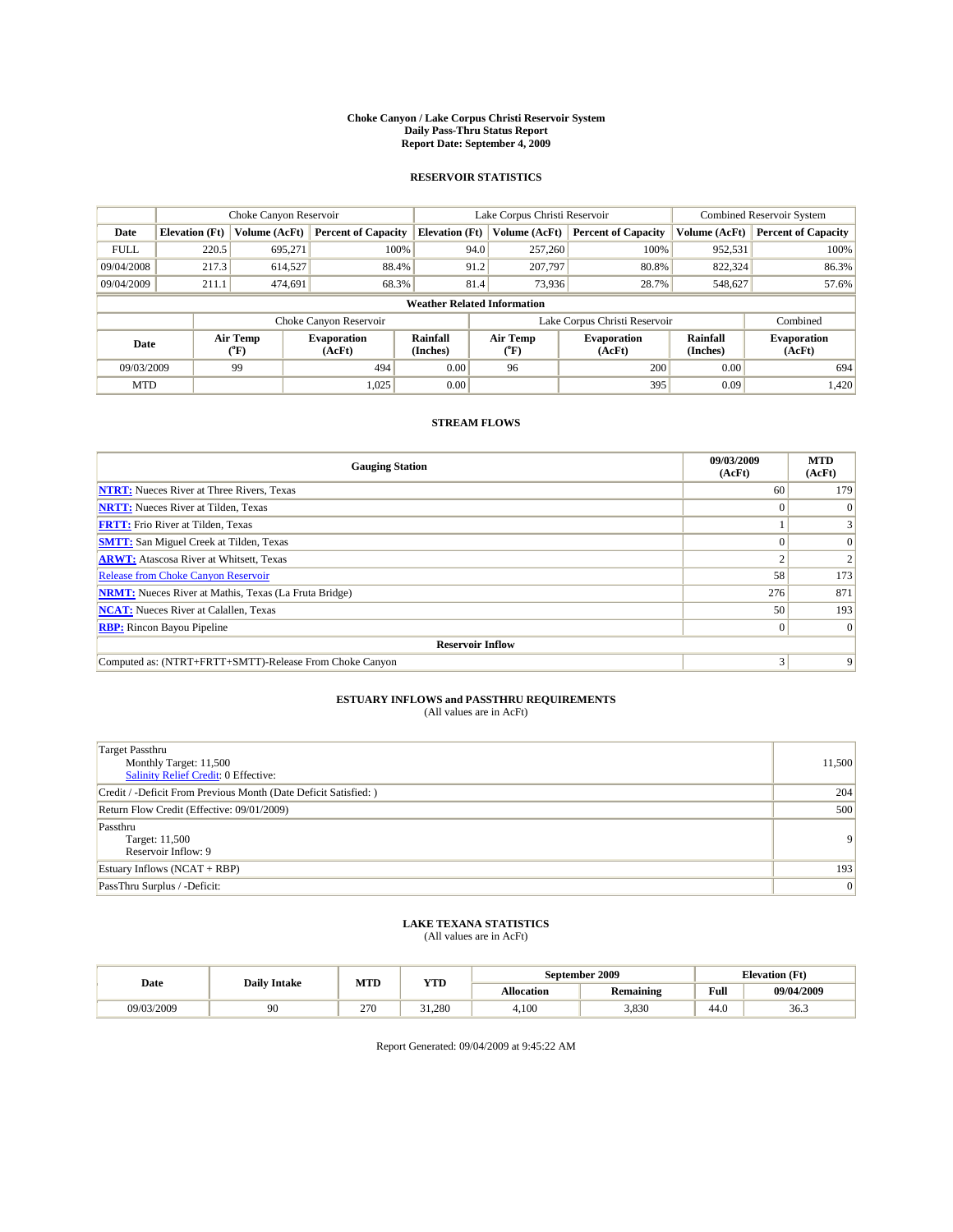# Choke Canyon / Lake Corpus Christi Reservoir System
## Daily Pass-Thru Status Report
## Report Date: September 4, 2009

### RESERVOIR STATISTICS

| | Choke Canyon Reservoir | | | Lake Corpus Christi Reservoir | | | Combined Reservoir System | |
|---|---|---|---|---|---|---|---|---|
| Date | Elevation (Ft) | Volume (AcFt) | Percent of Capacity | Elevation (Ft) | Volume (AcFt) | Percent of Capacity | Volume (AcFt) | Percent of Capacity |
| FULL | 220.5 | 695,271 | 100% | 94.0 | 257,260 | 100% | 952,531 | 100% |
| 09/04/2008 | 217.3 | 614,527 | 88.4% | 91.2 | 207,797 | 80.8% | 822,324 | 86.3% |
| 09/04/2009 | 211.1 | 474,691 | 68.3% | 81.4 | 73,936 | 28.7% | 548,627 | 57.6% |

**Weather Related Information**

| | Choke Canyon Reservoir | | | Lake Corpus Christi Reservoir | | | Combined |
|---|---|---|---|---|---|---|---|
| Date | Air Temp (°F) | Evaporation (AcFt) | Rainfall (Inches) | Air Temp (°F) | Evaporation (AcFt) | Rainfall (Inches) | Evaporation (AcFt) |
| 09/03/2009 | 99 | 494 | 0.00 | 96 | 200 | 0.00 | 694 |
| MTD | | 1,025 | 0.00 | | 395 | 0.09 | 1,420 |

### STREAM FLOWS

| Gauging Station | 09/03/2009 (AcFt) | MTD (AcFt) |
|---|---|---|
| **NTRT:** Nueces River at Three Rivers, Texas | 60 | 179 |
| **NRTT:** Nueces River at Tilden, Texas | 0 | 0 |
| **FRTT:** Frio River at Tilden, Texas | 1 | 3 |
| **SMTT:** San Miguel Creek at Tilden, Texas | 0 | 0 |
| **ARWT:** Atascosa River at Whitsett, Texas | 2 | 2 |
| Release from Choke Canyon Reservoir | 58 | 173 |
| **NRMT:** Nueces River at Mathis, Texas (La Fruta Bridge) | 276 | 871 |
| **NCAT:** Nueces River at Calallen, Texas | 50 | 193 |
| **RBP:** Rincon Bayou Pipeline | 0 | 0 |
| **Reservoir Inflow** | | |
| Computed as: (NTRT+FRTT+SMTT)-Release From Choke Canyon | 3 | 9 |

### ESTUARY INFLOWS and PASSTHRU REQUIREMENTS
(All values are in AcFt)

| | |
|---|---|
| Target Passthru<br>Monthly Target: 11,500<br>Salinity Relief Credit: 0 Effective: | 11,500 |
| Credit / -Deficit From Previous Month (Date Deficit Satisfied: ) | 204 |
| Return Flow Credit (Effective: 09/01/2009) | 500 |
| Passthru<br>Target: 11,500<br>Reservoir Inflow: 9 | 9 |
| Estuary Inflows (NCAT + RBP) | 193 |
| PassThru Surplus / -Deficit: | 0 |

### LAKE TEXANA STATISTICS
(All values are in AcFt)

| Date | Daily Intake | MTD | YTD | September 2009 | | Elevation (Ft) | |
|---|---|---|---|---|---|---|---|
| | | | | Allocation | Remaining | Full | 09/04/2009 |
| 09/03/2009 | 90 | 270 | 31,280 | 4,100 | 3,830 | 44.0 | 36.3 |

Report Generated: 09/04/2009 at 9:45:22 AM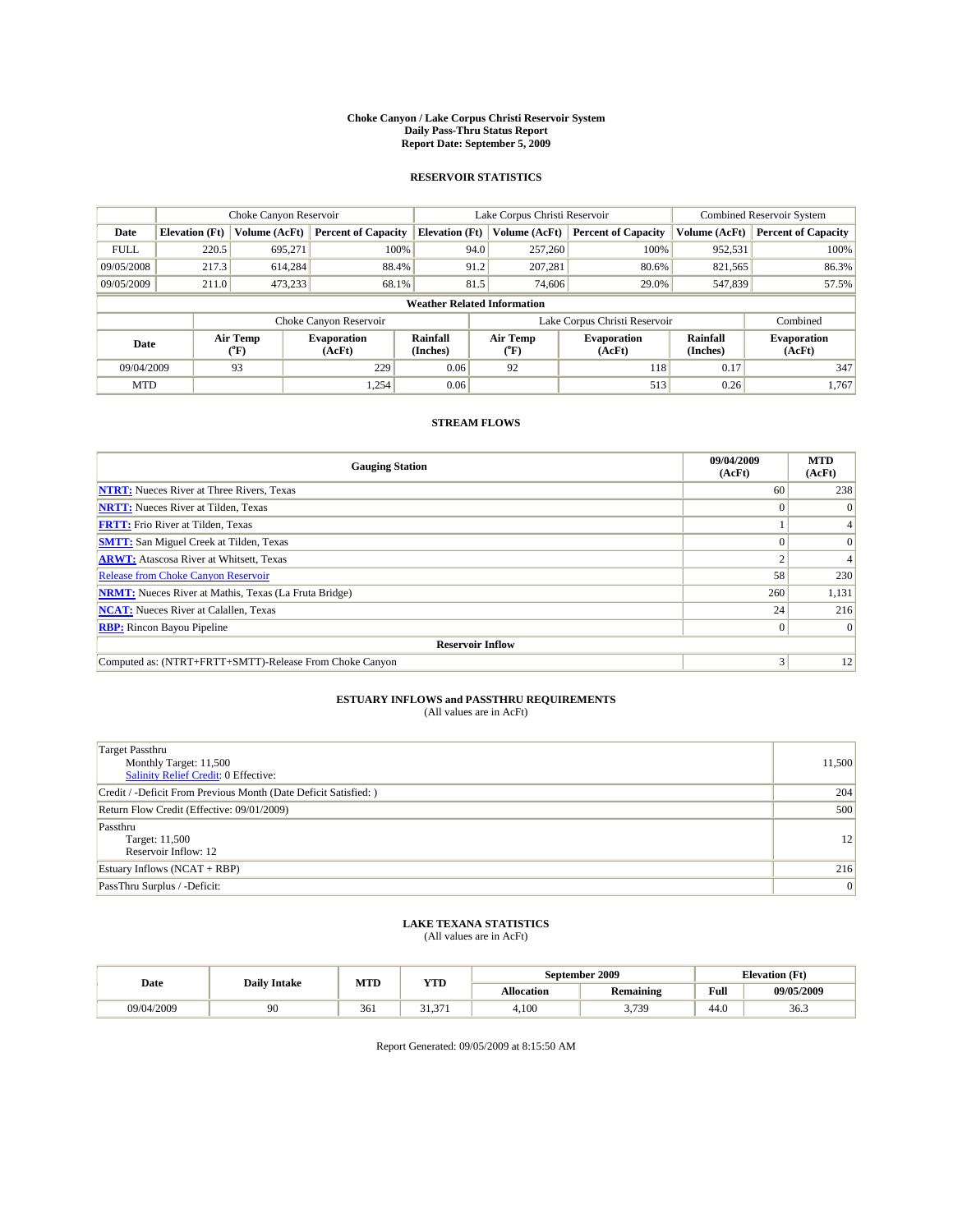# Choke Canyon / Lake Corpus Christi Reservoir System
## Daily Pass-Thru Status Report
### Report Date: September 5, 2009

## RESERVOIR STATISTICS

| | Choke Canyon Reservoir | | | Lake Corpus Christi Reservoir | | | Combined Reservoir System | |
|---|---|---|---|---|---|---|---|---|
| Date | Elevation (Ft) | Volume (AcFt) | Percent of Capacity | Elevation (Ft) | Volume (AcFt) | Percent of Capacity | Volume (AcFt) | Percent of Capacity |
| FULL | 220.5 | 695,271 | 100% | 94.0 | 257,260 | 100% | 952,531 | 100% |
| 09/05/2008 | 217.3 | 614,284 | 88.4% | 91.2 | 207,281 | 80.6% | 821,565 | 86.3% |
| 09/05/2009 | 211.0 | 473,233 | 68.1% | 81.5 | 74,606 | 29.0% | 547,839 | 57.5% |

**Weather Related Information**

| | Choke Canyon Reservoir | | | Lake Corpus Christi Reservoir | | | Combined |
|---|---|---|---|---|---|---|---|
| Date | Air Temp (°F) | Evaporation (AcFt) | Rainfall (Inches) | Air Temp (°F) | Evaporation (AcFt) | Rainfall (Inches) | Evaporation (AcFt) |
| 09/04/2009 | 93 | 229 | 0.06 | 92 | 118 | 0.17 | 347 |
| MTD | | 1,254 | 0.06 | | 513 | 0.26 | 1,767 |

## STREAM FLOWS

| Gauging Station | 09/04/2009 (AcFt) | MTD (AcFt) |
|---|---|---|
| NTRT: Nueces River at Three Rivers, Texas | 60 | 238 |
| NRTT: Nueces River at Tilden, Texas | 0 | 0 |
| FRTT: Frio River at Tilden, Texas | 1 | 4 |
| SMTT: San Miguel Creek at Tilden, Texas | 0 | 0 |
| ARWT: Atascosa River at Whitsett, Texas | 2 | 4 |
| Release from Choke Canyon Reservoir | 58 | 230 |
| NRMT: Nueces River at Mathis, Texas (La Fruta Bridge) | 260 | 1,131 |
| NCAT: Nueces River at Calallen, Texas | 24 | 216 |
| RBP: Rincon Bayou Pipeline | 0 | 0 |
| **Reservoir Inflow** | | |
| Computed as: (NTRT+FRTT+SMTT)-Release From Choke Canyon | 3 | 12 |

## ESTUARY INFLOWS and PASSTHRU REQUIREMENTS
(All values are in AcFt)

| | |
|---|---|
| Target Passthru<br>Monthly Target: 11,500<br>Salinity Relief Credit: 0 Effective: | 11,500 |
| Credit / -Deficit From Previous Month (Date Deficit Satisfied: ) | 204 |
| Return Flow Credit (Effective: 09/01/2009) | 500 |
| Passthru<br>Target: 11,500<br>Reservoir Inflow: 12 | 12 |
| Estuary Inflows (NCAT + RBP) | 216 |
| PassThru Surplus / -Deficit: | 0 |

## LAKE TEXANA STATISTICS
(All values are in AcFt)

| Date | Daily Intake | MTD | YTD | September 2009 | | Elevation (Ft) | |
|---|---|---|---|---|---|---|---|
| | | | | Allocation | Remaining | Full | 09/05/2009 |
| 09/04/2009 | 90 | 361 | 31,371 | 4,100 | 3,739 | 44.0 | 36.3 |

Report Generated: 09/05/2009 at 8:15:50 AM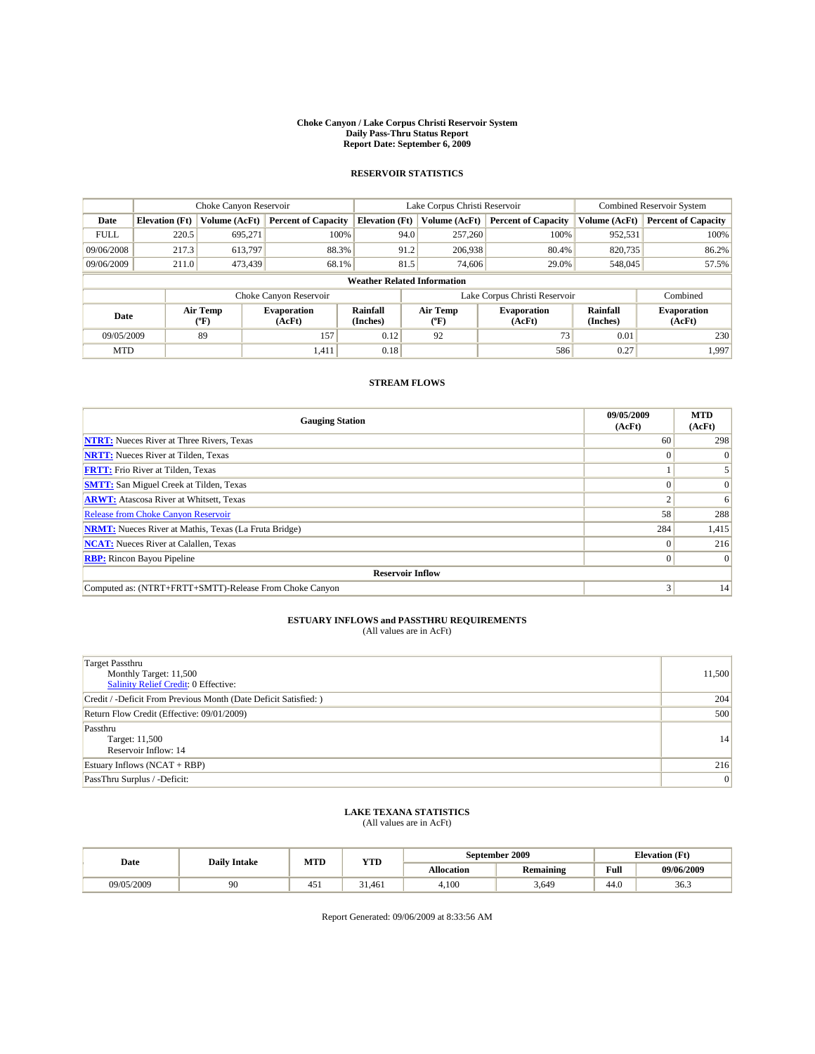# Choke Canyon / Lake Corpus Christi Reservoir System
## Daily Pass-Thru Status Report
### Report Date: September 6, 2009

## RESERVOIR STATISTICS

| | Choke Canyon Reservoir | | | Lake Corpus Christi Reservoir | | | Combined Reservoir System | |
|---|---|---|---|---|---|---|---|---|
| Date | Elevation (Ft) | Volume (AcFt) | Percent of Capacity | Elevation (Ft) | Volume (AcFt) | Percent of Capacity | Volume (AcFt) | Percent of Capacity |
| FULL | 220.5 | 695,271 | 100% | 94.0 | 257,260 | 100% | 952,531 | 100% |
| 09/06/2008 | 217.3 | 613,797 | 88.3% | 91.2 | 206,938 | 80.4% | 820,735 | 86.2% |
| 09/06/2009 | 211.0 | 473,439 | 68.1% | 81.5 | 74,606 | 29.0% | 548,045 | 57.5% |

**Weather Related Information**

| | Choke Canyon Reservoir | | | Lake Corpus Christi Reservoir | | | Combined |
|---|---|---|---|---|---|---|---|
| Date | Air Temp (°F) | Evaporation (AcFt) | Rainfall (Inches) | Air Temp (°F) | Evaporation (AcFt) | Rainfall (Inches) | Evaporation (AcFt) |
| 09/05/2009 | 89 | 157 | 0.12 | 92 | 73 | 0.01 | 230 |
| MTD | | 1,411 | 0.18 | | 586 | 0.27 | 1,997 |

## STREAM FLOWS

| Gauging Station | 09/05/2009 (AcFt) | MTD (AcFt) |
|---|---|---|
| **NTRT:** Nueces River at Three Rivers, Texas | 60 | 298 |
| **NRTT:** Nueces River at Tilden, Texas | 0 | 0 |
| **FRTT:** Frio River at Tilden, Texas | 1 | 5 |
| **SMTT:** San Miguel Creek at Tilden, Texas | 0 | 0 |
| **ARWT:** Atascosa River at Whitsett, Texas | 2 | 6 |
| Release from Choke Canyon Reservoir | 58 | 288 |
| **NRMT:** Nueces River at Mathis, Texas (La Fruta Bridge) | 284 | 1,415 |
| **NCAT:** Nueces River at Calallen, Texas | 0 | 216 |
| **RBP:** Rincon Bayou Pipeline | 0 | 0 |
| **Reservoir Inflow** | | |
| Computed as: (NTRT+FRTT+SMTT)-Release From Choke Canyon | 3 | 14 |

## ESTUARY INFLOWS and PASSTHRU REQUIREMENTS
(All values are in AcFt)

| | |
|---|---|
| Target Passthru<br>Monthly Target: 11,500<br>Salinity Relief Credit: 0 Effective: | 11,500 |
| Credit / -Deficit From Previous Month (Date Deficit Satisfied: ) | 204 |
| Return Flow Credit (Effective: 09/01/2009) | 500 |
| Passthru<br>Target: 11,500<br>Reservoir Inflow: 14 | 14 |
| Estuary Inflows (NCAT + RBP) | 216 |
| PassThru Surplus / -Deficit: | 0 |

## LAKE TEXANA STATISTICS
(All values are in AcFt)

| Date | Daily Intake | MTD | YTD | September 2009 | | Elevation (Ft) | |
|---|---|---|---|---|---|---|---|
| | | | | Allocation | Remaining | Full | 09/06/2009 |
| 09/05/2009 | 90 | 451 | 31,461 | 4,100 | 3,649 | 44.0 | 36.3 |

Report Generated: 09/06/2009 at 8:33:56 AM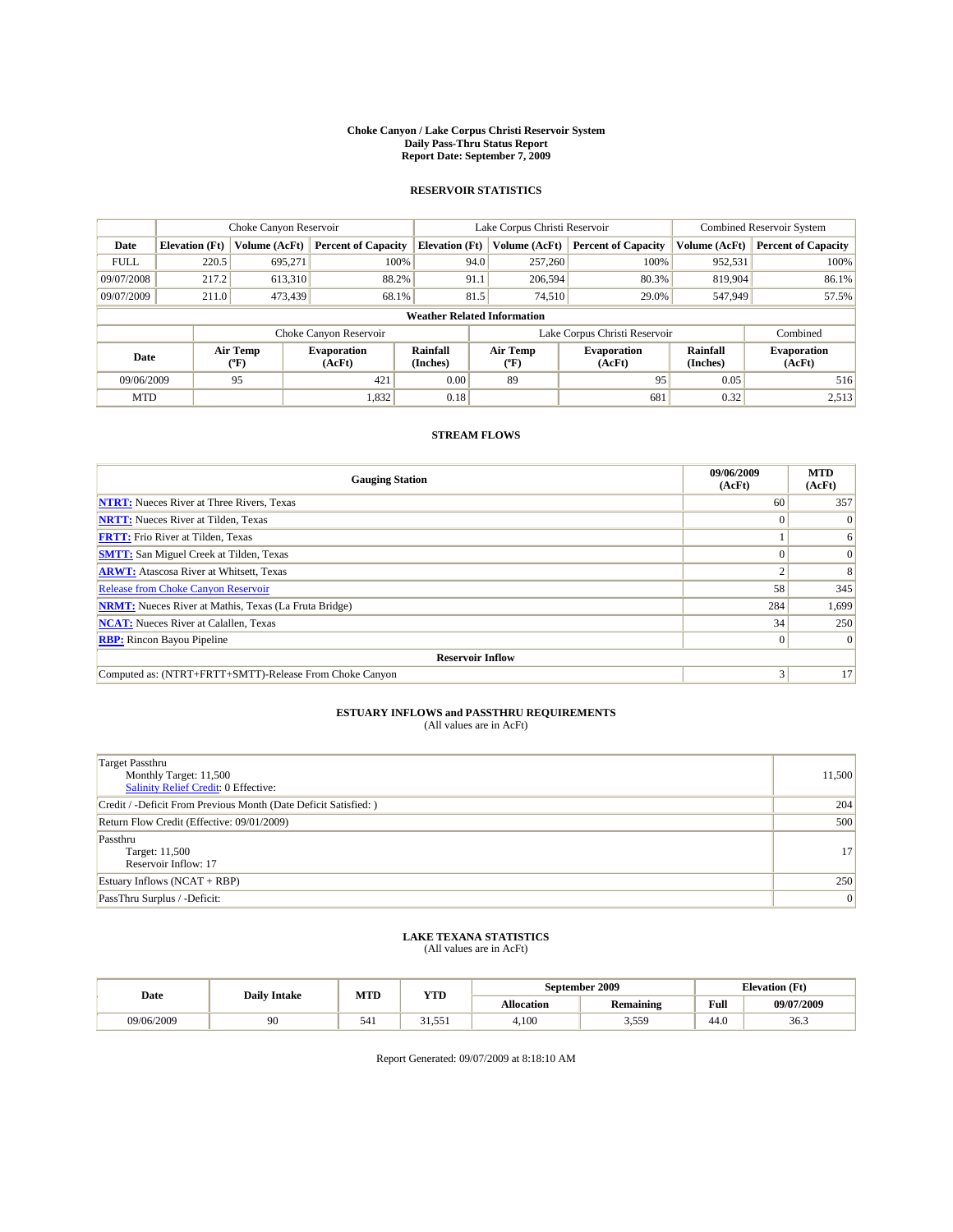# Choke Canyon / Lake Corpus Christi Reservoir System
## Daily Pass-Thru Status Report
## Report Date: September 7, 2009

### RESERVOIR STATISTICS

| | Choke Canyon Reservoir | | | Lake Corpus Christi Reservoir | | | Combined Reservoir System | |
|---|---|---|---|---|---|---|---|---|
| Date | Elevation (Ft) | Volume (AcFt) | Percent of Capacity | Elevation (Ft) | Volume (AcFt) | Percent of Capacity | Volume (AcFt) | Percent of Capacity |
| FULL | 220.5 | 695,271 | 100% | 94.0 | 257,260 | 100% | 952,531 | 100% |
| 09/07/2008 | 217.2 | 613,310 | 88.2% | 91.1 | 206,594 | 80.3% | 819,904 | 86.1% |
| 09/07/2009 | 211.0 | 473,439 | 68.1% | 81.5 | 74,510 | 29.0% | 547,949 | 57.5% |

**Weather Related Information**

| | Choke Canyon Reservoir | | | Lake Corpus Christi Reservoir | | | Combined |
|---|---|---|---|---|---|---|---|
| Date | Air Temp (°F) | Evaporation (AcFt) | Rainfall (Inches) | Air Temp (°F) | Evaporation (AcFt) | Rainfall (Inches) | Evaporation (AcFt) |
| 09/06/2009 | 95 | 421 | 0.00 | 89 | 95 | 0.05 | 516 |
| MTD | | 1,832 | 0.18 | | 681 | 0.32 | 2,513 |

### STREAM FLOWS

| Gauging Station | 09/06/2009 (AcFt) | MTD (AcFt) |
|---|---|---|
| **NTRT:** Nueces River at Three Rivers, Texas | 60 | 357 |
| **NRTT:** Nueces River at Tilden, Texas | 0 | 0 |
| **FRTT:** Frio River at Tilden, Texas | 1 | 6 |
| **SMTT:** San Miguel Creek at Tilden, Texas | 0 | 0 |
| **ARWT:** Atascosa River at Whitsett, Texas | 2 | 8 |
| Release from Choke Canyon Reservoir | 58 | 345 |
| **NRMT:** Nueces River at Mathis, Texas (La Fruta Bridge) | 284 | 1,699 |
| **NCAT:** Nueces River at Calallen, Texas | 34 | 250 |
| **RBP:** Rincon Bayou Pipeline | 0 | 0 |
| **Reservoir Inflow** | | |
| Computed as: (NTRT+FRTT+SMTT)-Release From Choke Canyon | 3 | 17 |

### ESTUARY INFLOWS and PASSTHRU REQUIREMENTS
(All values are in AcFt)

| | |
|---|---|
| Target Passthru<br>Monthly Target: 11,500<br>Salinity Relief Credit: 0 Effective: | 11,500 |
| Credit / -Deficit From Previous Month (Date Deficit Satisfied: ) | 204 |
| Return Flow Credit (Effective: 09/01/2009) | 500 |
| Passthru<br>Target: 11,500<br>Reservoir Inflow: 17 | 17 |
| Estuary Inflows (NCAT + RBP) | 250 |
| PassThru Surplus / -Deficit: | 0 |

### LAKE TEXANA STATISTICS
(All values are in AcFt)

| Date | Daily Intake | MTD | YTD | September 2009 | | Elevation (Ft) | |
|---|---|---|---|---|---|---|---|
| | | | | Allocation | Remaining | Full | 09/07/2009 |
| 09/06/2009 | 90 | 541 | 31,551 | 4,100 | 3,559 | 44.0 | 36.3 |

Report Generated: 09/07/2009 at 8:18:10 AM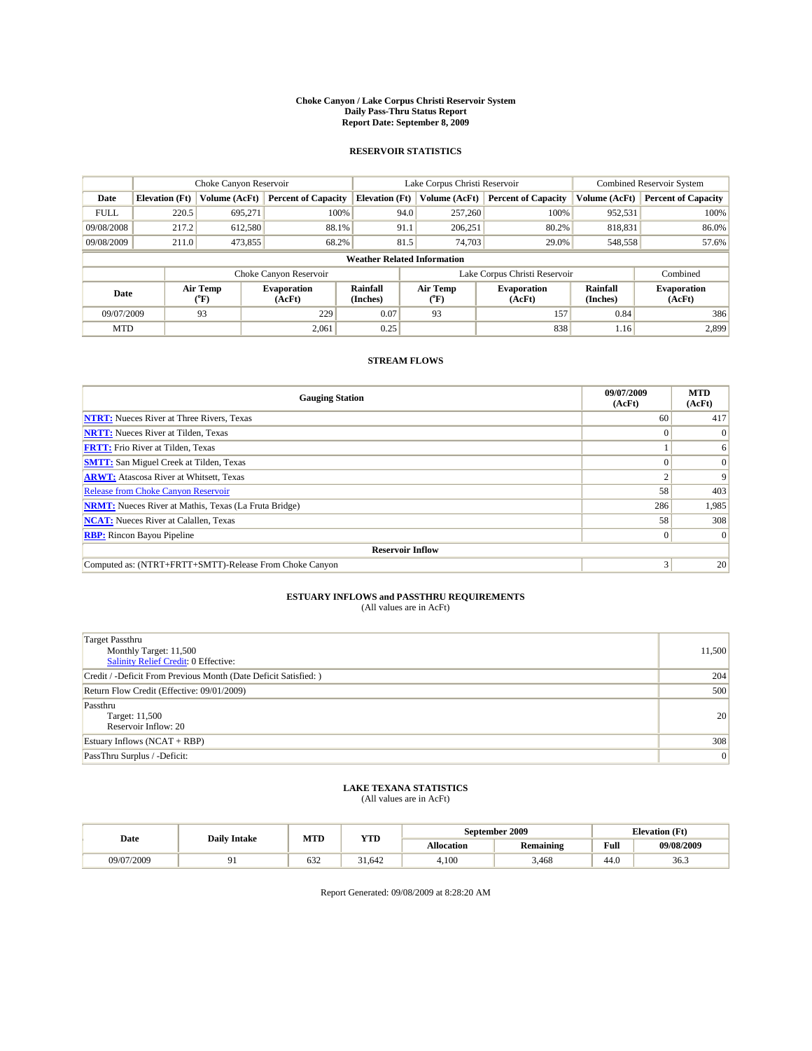# Choke Canyon / Lake Corpus Christi Reservoir System
## Daily Pass-Thru Status Report
### Report Date: September 8, 2009

## RESERVOIR STATISTICS

| | Choke Canyon Reservoir | | | Lake Corpus Christi Reservoir | | | Combined Reservoir System | |
|---|---|---|---|---|---|---|---|---|
| Date | Elevation (Ft) | Volume (AcFt) | Percent of Capacity | Elevation (Ft) | Volume (AcFt) | Percent of Capacity | Volume (AcFt) | Percent of Capacity |
| FULL | 220.5 | 695,271 | 100% | 94.0 | 257,260 | 100% | 952,531 | 100% |
| 09/08/2008 | 217.2 | 612,580 | 88.1% | 91.1 | 206,251 | 80.2% | 818,831 | 86.0% |
| 09/08/2009 | 211.0 | 473,855 | 68.2% | 81.5 | 74,703 | 29.0% | 548,558 | 57.6% |

**Weather Related Information**

| | Choke Canyon Reservoir | | | Lake Corpus Christi Reservoir | | | Combined |
|---|---|---|---|---|---|---|---|
| Date | Air Temp (°F) | Evaporation (AcFt) | Rainfall (Inches) | Air Temp (°F) | Evaporation (AcFt) | Rainfall (Inches) | Evaporation (AcFt) |
| 09/07/2009 | 93 | 229 | 0.07 | 93 | 157 | 0.84 | 386 |
| MTD | | 2,061 | 0.25 | | 838 | 1.16 | 2,899 |

## STREAM FLOWS

| Gauging Station | 09/07/2009 (AcFt) | MTD (AcFt) |
|---|---|---|
| NTRT: Nueces River at Three Rivers, Texas | 60 | 417 |
| NRTT: Nueces River at Tilden, Texas | 0 | 0 |
| FRTT: Frio River at Tilden, Texas | 1 | 6 |
| SMTT: San Miguel Creek at Tilden, Texas | 0 | 0 |
| ARWT: Atascosa River at Whitsett, Texas | 2 | 9 |
| Release from Choke Canyon Reservoir | 58 | 403 |
| NRMT: Nueces River at Mathis, Texas (La Fruta Bridge) | 286 | 1,985 |
| NCAT: Nueces River at Calallen, Texas | 58 | 308 |
| RBP: Rincon Bayou Pipeline | 0 | 0 |
| **Reservoir Inflow** | | |
| Computed as: (NTRT+FRTT+SMTT)-Release From Choke Canyon | 3 | 20 |

## ESTUARY INFLOWS and PASSTHRU REQUIREMENTS
(All values are in AcFt)

| | |
|---|---|
| Target Passthru<br>Monthly Target: 11,500<br>Salinity Relief Credit: 0 Effective: | 11,500 |
| Credit / -Deficit From Previous Month (Date Deficit Satisfied: ) | 204 |
| Return Flow Credit (Effective: 09/01/2009) | 500 |
| Passthru<br>Target: 11,500<br>Reservoir Inflow: 20 | 20 |
| Estuary Inflows (NCAT + RBP) | 308 |
| PassThru Surplus / -Deficit: | 0 |

## LAKE TEXANA STATISTICS
(All values are in AcFt)

| Date | Daily Intake | MTD | YTD | September 2009 | | Elevation (Ft) | |
|---|---|---|---|---|---|---|---|
| | | | | Allocation | Remaining | Full | 09/08/2009 |
| 09/07/2009 | 91 | 632 | 31,642 | 4,100 | 3,468 | 44.0 | 36.3 |

Report Generated: 09/08/2009 at 8:28:20 AM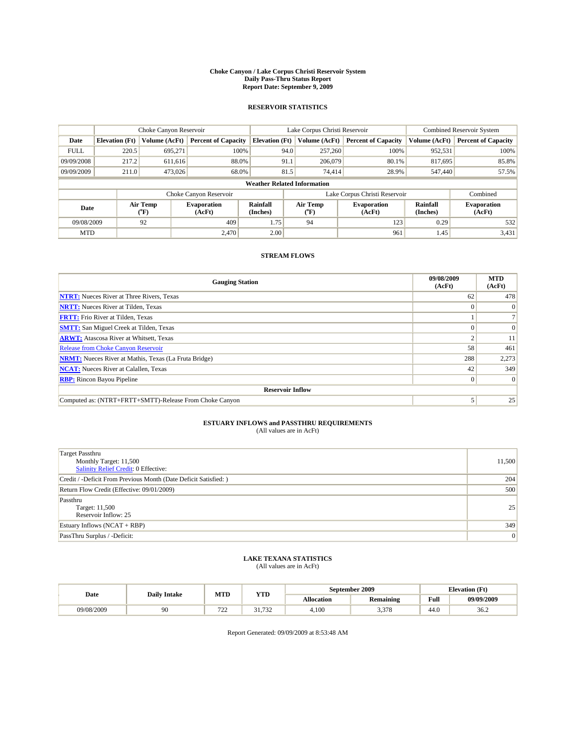# Choke Canyon / Lake Corpus Christi Reservoir System
## Daily Pass-Thru Status Report
### Report Date: September 9, 2009

## RESERVOIR STATISTICS

| | Choke Canyon Reservoir | | | Lake Corpus Christi Reservoir | | | Combined Reservoir System | |
|---|---|---|---|---|---|---|---|---|
| Date | Elevation (Ft) | Volume (AcFt) | Percent of Capacity | Elevation (Ft) | Volume (AcFt) | Percent of Capacity | Volume (AcFt) | Percent of Capacity |
| FULL | 220.5 | 695,271 | 100% | 94.0 | 257,260 | 100% | 952,531 | 100% |
| 09/09/2008 | 217.2 | 611,616 | 88.0% | 91.1 | 206,079 | 80.1% | 817,695 | 85.8% |
| 09/09/2009 | 211.0 | 473,026 | 68.0% | 81.5 | 74,414 | 28.9% | 547,440 | 57.5% |

**Weather Related Information**

| | Choke Canyon Reservoir | | | Lake Corpus Christi Reservoir | | | Combined |
|---|---|---|---|---|---|---|---|
| Date | Air Temp (°F) | Evaporation (AcFt) | Rainfall (Inches) | Air Temp (°F) | Evaporation (AcFt) | Rainfall (Inches) | Evaporation (AcFt) |
| 09/08/2009 | 92 | 409 | 1.75 | 94 | 123 | 0.29 | 532 |
| MTD | | 2,470 | 2.00 | | 961 | 1.45 | 3,431 |

## STREAM FLOWS

| Gauging Station | 09/08/2009 (AcFt) | MTD (AcFt) |
|---|---|---|
| NTRT: Nueces River at Three Rivers, Texas | 62 | 478 |
| NRTT: Nueces River at Tilden, Texas | 0 | 0 |
| FRTT: Frio River at Tilden, Texas | 1 | 7 |
| SMTT: San Miguel Creek at Tilden, Texas | 0 | 0 |
| ARWT: Atascosa River at Whitsett, Texas | 2 | 11 |
| Release from Choke Canyon Reservoir | 58 | 461 |
| NRMT: Nueces River at Mathis, Texas (La Fruta Bridge) | 288 | 2,273 |
| NCAT: Nueces River at Calallen, Texas | 42 | 349 |
| RBP: Rincon Bayou Pipeline | 0 | 0 |
| **Reservoir Inflow** | | |
| Computed as: (NTRT+FRTT+SMTT)-Release From Choke Canyon | 5 | 25 |

## ESTUARY INFLOWS and PASSTHRU REQUIREMENTS
(All values are in AcFt)

| | |
|---|---|
| Target Passthru<br>Monthly Target: 11,500<br>Salinity Relief Credit: 0 Effective: | 11,500 |
| Credit / -Deficit From Previous Month (Date Deficit Satisfied: ) | 204 |
| Return Flow Credit (Effective: 09/01/2009) | 500 |
| Passthru<br>Target: 11,500<br>Reservoir Inflow: 25 | 25 |
| Estuary Inflows (NCAT + RBP) | 349 |
| PassThru Surplus / -Deficit: | 0 |

## LAKE TEXANA STATISTICS
(All values are in AcFt)

| Date | Daily Intake | MTD | YTD | September 2009 | | Elevation (Ft) | |
|---|---|---|---|---|---|---|---|
| | | | | Allocation | Remaining | Full | 09/09/2009 |
| 09/08/2009 | 90 | 722 | 31,732 | 4,100 | 3,378 | 44.0 | 36.2 |

Report Generated: 09/09/2009 at 8:53:48 AM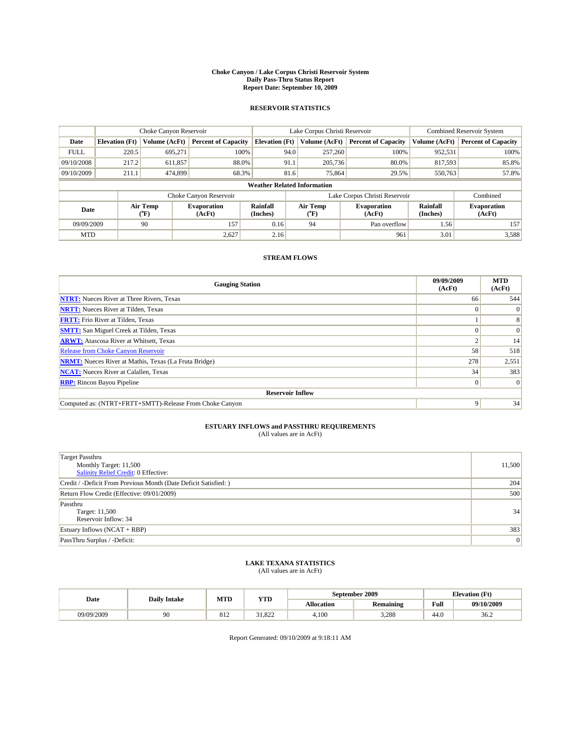# Choke Canyon / Lake Corpus Christi Reservoir System
## Daily Pass-Thru Status Report
## Report Date: September 10, 2009

### RESERVOIR STATISTICS

| | Choke Canyon Reservoir | | | Lake Corpus Christi Reservoir | | | Combined Reservoir System | |
|---|---|---|---|---|---|---|---|---|
| Date | Elevation (Ft) | Volume (AcFt) | Percent of Capacity | Elevation (Ft) | Volume (AcFt) | Percent of Capacity | Volume (AcFt) | Percent of Capacity |
| FULL | 220.5 | 695,271 | 100% | 94.0 | 257,260 | 100% | 952,531 | 100% |
| 09/10/2008 | 217.2 | 611,857 | 88.0% | 91.1 | 205,736 | 80.0% | 817,593 | 85.8% |
| 09/10/2009 | 211.1 | 474,899 | 68.3% | 81.6 | 75,864 | 29.5% | 550,763 | 57.8% |

**Weather Related Information**

| | Choke Canyon Reservoir | | | Lake Corpus Christi Reservoir | | | Combined |
|---|---|---|---|---|---|---|---|
| Date | Air Temp (°F) | Evaporation (AcFt) | Rainfall (Inches) | Air Temp (°F) | Evaporation (AcFt) | Rainfall (Inches) | Evaporation (AcFt) |
| 09/09/2009 | 90 | 157 | 0.16 | 94 | Pan overflow | 1.56 | 157 |
| MTD | | 2,627 | 2.16 | | 961 | 3.01 | 3,588 |

### STREAM FLOWS

| Gauging Station | 09/09/2009 (AcFt) | MTD (AcFt) |
|---|---|---|
| NTRT: Nueces River at Three Rivers, Texas | 66 | 544 |
| NRTT: Nueces River at Tilden, Texas | 0 | 0 |
| FRTT: Frio River at Tilden, Texas | 1 | 8 |
| SMTT: San Miguel Creek at Tilden, Texas | 0 | 0 |
| ARWT: Atascosa River at Whitsett, Texas | 2 | 14 |
| Release from Choke Canyon Reservoir | 58 | 518 |
| NRMT: Nueces River at Mathis, Texas (La Fruta Bridge) | 278 | 2,551 |
| NCAT: Nueces River at Calallen, Texas | 34 | 383 |
| RBP: Rincon Bayou Pipeline | 0 | 0 |
| **Reservoir Inflow** | | |
| Computed as: (NTRT+FRTT+SMTT)-Release From Choke Canyon | 9 | 34 |

### ESTUARY INFLOWS and PASSTHRU REQUIREMENTS
(All values are in AcFt)

| | |
|---|---|
| Target Passthru<br>Monthly Target: 11,500<br>Salinity Relief Credit: 0 Effective: | 11,500 |
| Credit / -Deficit From Previous Month (Date Deficit Satisfied: ) | 204 |
| Return Flow Credit (Effective: 09/01/2009) | 500 |
| Passthru<br>Target: 11,500<br>Reservoir Inflow: 34 | 34 |
| Estuary Inflows (NCAT + RBP) | 383 |
| PassThru Surplus / -Deficit: | 0 |

### LAKE TEXANA STATISTICS
(All values are in AcFt)

| Date | Daily Intake | MTD | YTD | September 2009 | | Elevation (Ft) | |
|---|---|---|---|---|---|---|---|
| | | | | Allocation | Remaining | Full | 09/10/2009 |
| 09/09/2009 | 90 | 812 | 31,822 | 4,100 | 3,288 | 44.0 | 36.2 |

Report Generated: 09/10/2009 at 9:18:11 AM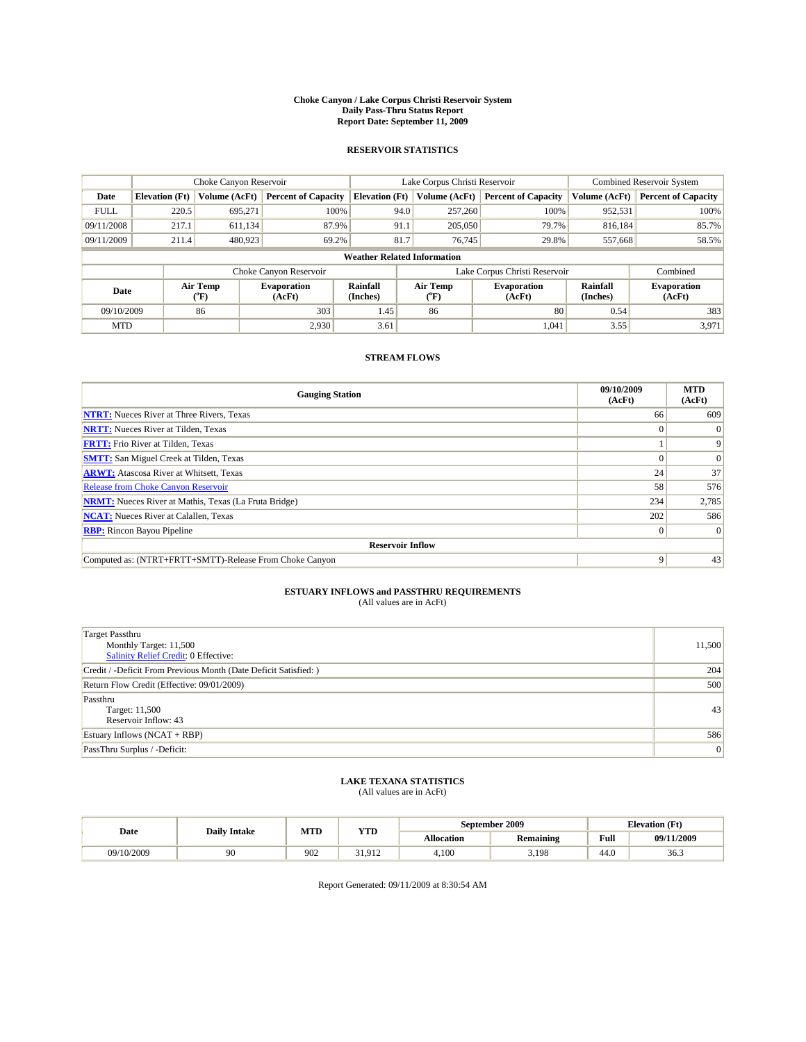# Choke Canyon / Lake Corpus Christi Reservoir System
## Daily Pass-Thru Status Report
### Report Date: September 11, 2009

## RESERVOIR STATISTICS

| | Choke Canyon Reservoir | | | Lake Corpus Christi Reservoir | | | Combined Reservoir System | |
|---|---|---|---|---|---|---|---|---|
| Date | Elevation (Ft) | Volume (AcFt) | Percent of Capacity | Elevation (Ft) | Volume (AcFt) | Percent of Capacity | Volume (AcFt) | Percent of Capacity |
| FULL | 220.5 | 695,271 | 100% | 94.0 | 257,260 | 100% | 952,531 | 100% |
| 09/11/2008 | 217.1 | 611,134 | 87.9% | 91.1 | 205,050 | 79.7% | 816,184 | 85.7% |
| 09/11/2009 | 211.4 | 480,923 | 69.2% | 81.7 | 76,745 | 29.8% | 557,668 | 58.5% |

**Weather Related Information**

| | Choke Canyon Reservoir | | | Lake Corpus Christi Reservoir | | | Combined |
|---|---|---|---|---|---|---|---|
| Date | Air Temp (°F) | Evaporation (AcFt) | Rainfall (Inches) | Air Temp (°F) | Evaporation (AcFt) | Rainfall (Inches) | Evaporation (AcFt) |
| 09/10/2009 | 86 | 303 | 1.45 | 86 | 80 | 0.54 | 383 |
| MTD | | 2,930 | 3.61 | | 1,041 | 3.55 | 3,971 |

## STREAM FLOWS

| Gauging Station | 09/10/2009 (AcFt) | MTD (AcFt) |
|---|---|---|
| NTRT: Nueces River at Three Rivers, Texas | 66 | 609 |
| NRTT: Nueces River at Tilden, Texas | 0 | 0 |
| FRTT: Frio River at Tilden, Texas | 1 | 9 |
| SMTT: San Miguel Creek at Tilden, Texas | 0 | 0 |
| ARWT: Atascosa River at Whitsett, Texas | 24 | 37 |
| Release from Choke Canyon Reservoir | 58 | 576 |
| NRMT: Nueces River at Mathis, Texas (La Fruta Bridge) | 234 | 2,785 |
| NCAT: Nueces River at Calallen, Texas | 202 | 586 |
| RBP: Rincon Bayou Pipeline | 0 | 0 |
| **Reservoir Inflow** | | |
| Computed as: (NTRT+FRTT+SMTT)-Release From Choke Canyon | 9 | 43 |

## ESTUARY INFLOWS and PASSTHRU REQUIREMENTS
(All values are in AcFt)

| | |
|---|---|
| Target Passthru<br>Monthly Target: 11,500<br>Salinity Relief Credit: 0 Effective: | 11,500 |
| Credit / -Deficit From Previous Month (Date Deficit Satisfied: ) | 204 |
| Return Flow Credit (Effective: 09/01/2009) | 500 |
| Passthru<br>Target: 11,500<br>Reservoir Inflow: 43 | 43 |
| Estuary Inflows (NCAT + RBP) | 586 |
| PassThru Surplus / -Deficit: | 0 |

## LAKE TEXANA STATISTICS
(All values are in AcFt)

| Date | Daily Intake | MTD | YTD | September 2009 | | Elevation (Ft) | |
|---|---|---|---|---|---|---|---|
| | | | | Allocation | Remaining | Full | 09/11/2009 |
| 09/10/2009 | 90 | 902 | 31,912 | 4,100 | 3,198 | 44.0 | 36.3 |

Report Generated: 09/11/2009 at 8:30:54 AM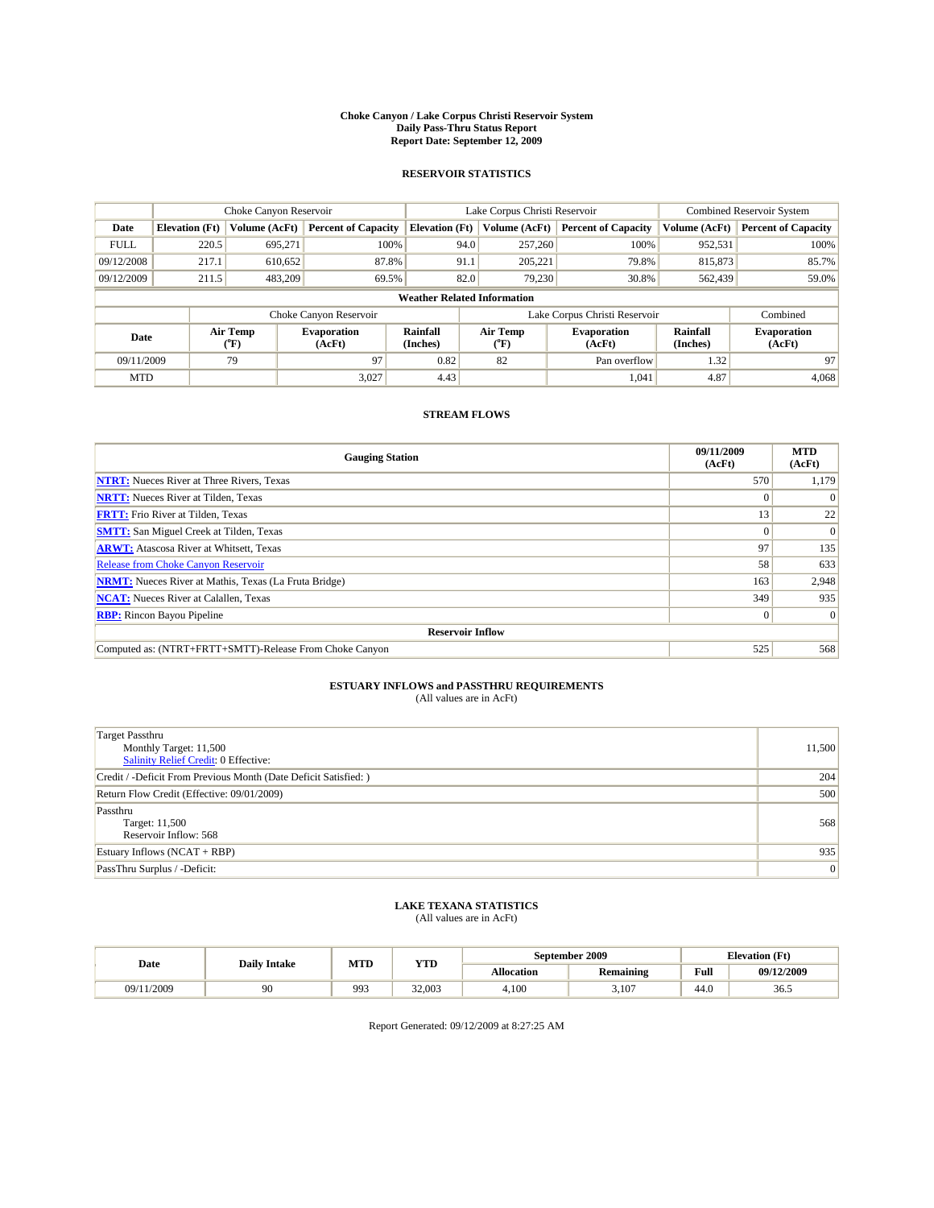# Choke Canyon / Lake Corpus Christi Reservoir System
## Daily Pass-Thru Status Report
## Report Date: September 12, 2009

### RESERVOIR STATISTICS

| | Choke Canyon Reservoir | | | Lake Corpus Christi Reservoir | | | Combined Reservoir System | |
|---|---|---|---|---|---|---|---|---|
| Date | Elevation (Ft) | Volume (AcFt) | Percent of Capacity | Elevation (Ft) | Volume (AcFt) | Percent of Capacity | Volume (AcFt) | Percent of Capacity |
| FULL | 220.5 | 695,271 | 100% | 94.0 | 257,260 | 100% | 952,531 | 100% |
| 09/12/2008 | 217.1 | 610,652 | 87.8% | 91.1 | 205,221 | 79.8% | 815,873 | 85.7% |
| 09/12/2009 | 211.5 | 483,209 | 69.5% | 82.0 | 79,230 | 30.8% | 562,439 | 59.0% |

**Weather Related Information**

| | Choke Canyon Reservoir | | | Lake Corpus Christi Reservoir | | | Combined |
|---|---|---|---|---|---|---|---|
| Date | Air Temp (°F) | Evaporation (AcFt) | Rainfall (Inches) | Air Temp (°F) | Evaporation (AcFt) | Rainfall (Inches) | Evaporation (AcFt) |
| 09/11/2009 | 79 | 97 | 0.82 | 82 | Pan overflow | 1.32 | 97 |
| MTD | | 3,027 | 4.43 | | 1,041 | 4.87 | 4,068 |

### STREAM FLOWS

| Gauging Station | 09/11/2009 (AcFt) | MTD (AcFt) |
|---|---|---|
| NTRT: Nueces River at Three Rivers, Texas | 570 | 1,179 |
| NRTT: Nueces River at Tilden, Texas | 0 | 0 |
| FRTT: Frio River at Tilden, Texas | 13 | 22 |
| SMTT: San Miguel Creek at Tilden, Texas | 0 | 0 |
| ARWT: Atascosa River at Whitsett, Texas | 97 | 135 |
| Release from Choke Canyon Reservoir | 58 | 633 |
| NRMT: Nueces River at Mathis, Texas (La Fruta Bridge) | 163 | 2,948 |
| NCAT: Nueces River at Calallen, Texas | 349 | 935 |
| RBP: Rincon Bayou Pipeline | 0 | 0 |
| **Reservoir Inflow** | | |
| Computed as: (NTRT+FRTT+SMTT)-Release From Choke Canyon | 525 | 568 |

### ESTUARY INFLOWS and PASSTHRU REQUIREMENTS
(All values are in AcFt)

| | |
|---|---|
| Target Passthru<br>Monthly Target: 11,500<br>Salinity Relief Credit: 0 Effective: | 11,500 |
| Credit / -Deficit From Previous Month (Date Deficit Satisfied: ) | 204 |
| Return Flow Credit (Effective: 09/01/2009) | 500 |
| Passthru<br>Target: 11,500<br>Reservoir Inflow: 568 | 568 |
| Estuary Inflows (NCAT + RBP) | 935 |
| PassThru Surplus / -Deficit: | 0 |

### LAKE TEXANA STATISTICS
(All values are in AcFt)

| Date | Daily Intake | MTD | YTD | September 2009 | | Elevation (Ft) | |
|---|---|---|---|---|---|---|---|
| | | | | Allocation | Remaining | Full | 09/12/2009 |
| 09/11/2009 | 90 | 993 | 32,003 | 4,100 | 3,107 | 44.0 | 36.5 |

Report Generated: 09/12/2009 at 8:27:25 AM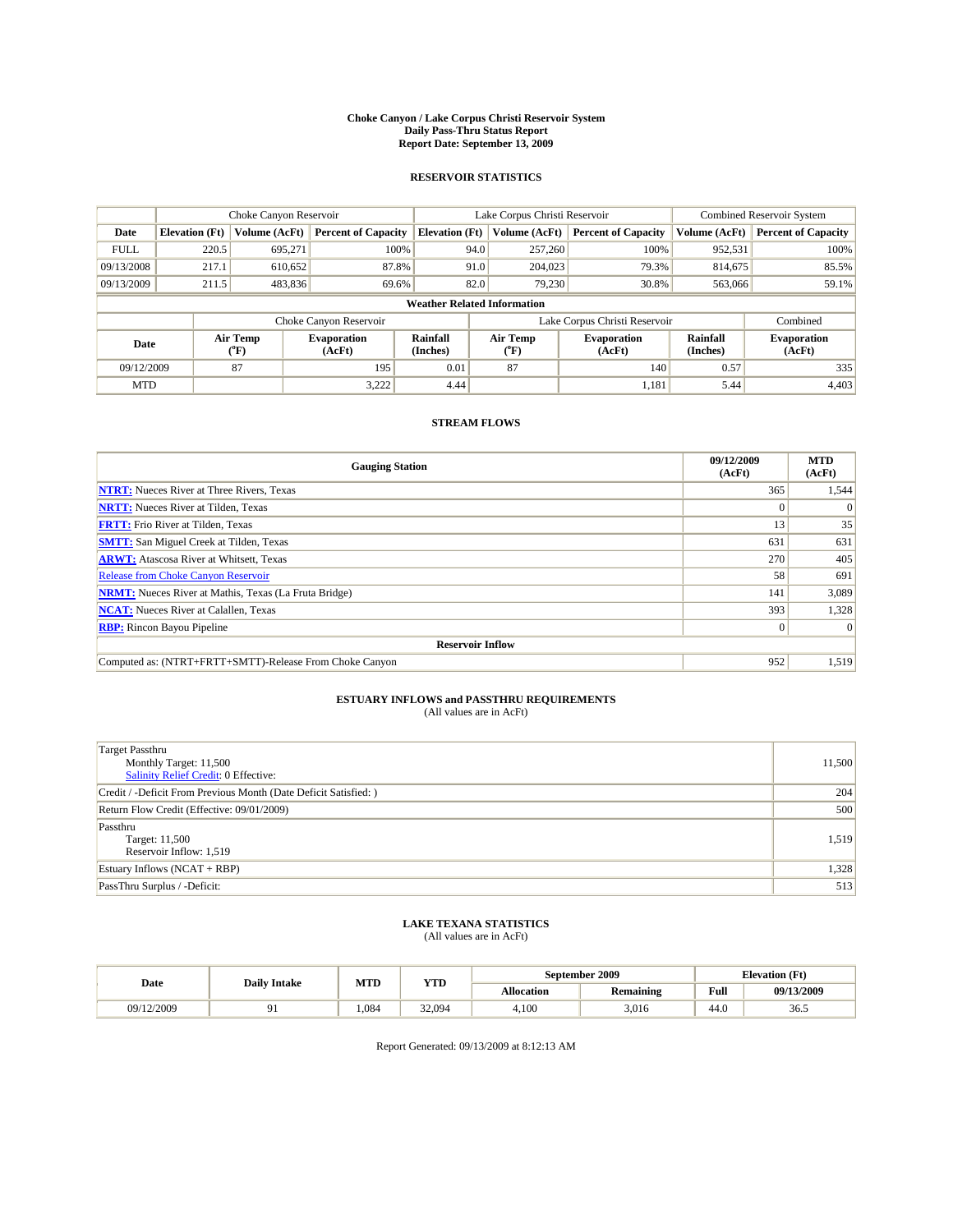# Choke Canyon / Lake Corpus Christi Reservoir System
## Daily Pass-Thru Status Report
## Report Date: September 13, 2009

### RESERVOIR STATISTICS

| | Choke Canyon Reservoir | | | Lake Corpus Christi Reservoir | | | Combined Reservoir System | |
|---|---|---|---|---|---|---|---|---|
| Date | Elevation (Ft) | Volume (AcFt) | Percent of Capacity | Elevation (Ft) | Volume (AcFt) | Percent of Capacity | Volume (AcFt) | Percent of Capacity |
| FULL | 220.5 | 695,271 | 100% | 94.0 | 257,260 | 100% | 952,531 | 100% |
| 09/13/2008 | 217.1 | 610,652 | 87.8% | 91.0 | 204,023 | 79.3% | 814,675 | 85.5% |
| 09/13/2009 | 211.5 | 483,836 | 69.6% | 82.0 | 79,230 | 30.8% | 563,066 | 59.1% |

**Weather Related Information**

| | Choke Canyon Reservoir | | | Lake Corpus Christi Reservoir | | | Combined |
|---|---|---|---|---|---|---|---|
| Date | Air Temp (°F) | Evaporation (AcFt) | Rainfall (Inches) | Air Temp (°F) | Evaporation (AcFt) | Rainfall (Inches) | Evaporation (AcFt) |
| 09/12/2009 | 87 | 195 | 0.01 | 87 | 140 | 0.57 | 335 |
| MTD | | 3,222 | 4.44 | | 1,181 | 5.44 | 4,403 |

### STREAM FLOWS

| Gauging Station | 09/12/2009 (AcFt) | MTD (AcFt) |
|---|---|---|
| NTRT: Nueces River at Three Rivers, Texas | 365 | 1,544 |
| NRTT: Nueces River at Tilden, Texas | 0 | 0 |
| FRTT: Frio River at Tilden, Texas | 13 | 35 |
| SMTT: San Miguel Creek at Tilden, Texas | 631 | 631 |
| ARWT: Atascosa River at Whitsett, Texas | 270 | 405 |
| Release from Choke Canyon Reservoir | 58 | 691 |
| NRMT: Nueces River at Mathis, Texas (La Fruta Bridge) | 141 | 3,089 |
| NCAT: Nueces River at Calallen, Texas | 393 | 1,328 |
| RBP: Rincon Bayou Pipeline | 0 | 0 |
| **Reservoir Inflow** | | |
| Computed as: (NTRT+FRTT+SMTT)-Release From Choke Canyon | 952 | 1,519 |

### ESTUARY INFLOWS and PASSTHRU REQUIREMENTS
(All values are in AcFt)

| | |
|---|---|
| Target Passthru<br>Monthly Target: 11,500<br>Salinity Relief Credit: 0 Effective: | 11,500 |
| Credit / -Deficit From Previous Month (Date Deficit Satisfied: ) | 204 |
| Return Flow Credit (Effective: 09/01/2009) | 500 |
| Passthru<br>Target: 11,500<br>Reservoir Inflow: 1,519 | 1,519 |
| Estuary Inflows (NCAT + RBP) | 1,328 |
| PassThru Surplus / -Deficit: | 513 |

### LAKE TEXANA STATISTICS
(All values are in AcFt)

| Date | Daily Intake | MTD | YTD | September 2009 | | Elevation (Ft) | |
|---|---|---|---|---|---|---|---|
| | | | | Allocation | Remaining | Full | 09/13/2009 |
| 09/12/2009 | 91 | 1,084 | 32,094 | 4,100 | 3,016 | 44.0 | 36.5 |

Report Generated: 09/13/2009 at 8:12:13 AM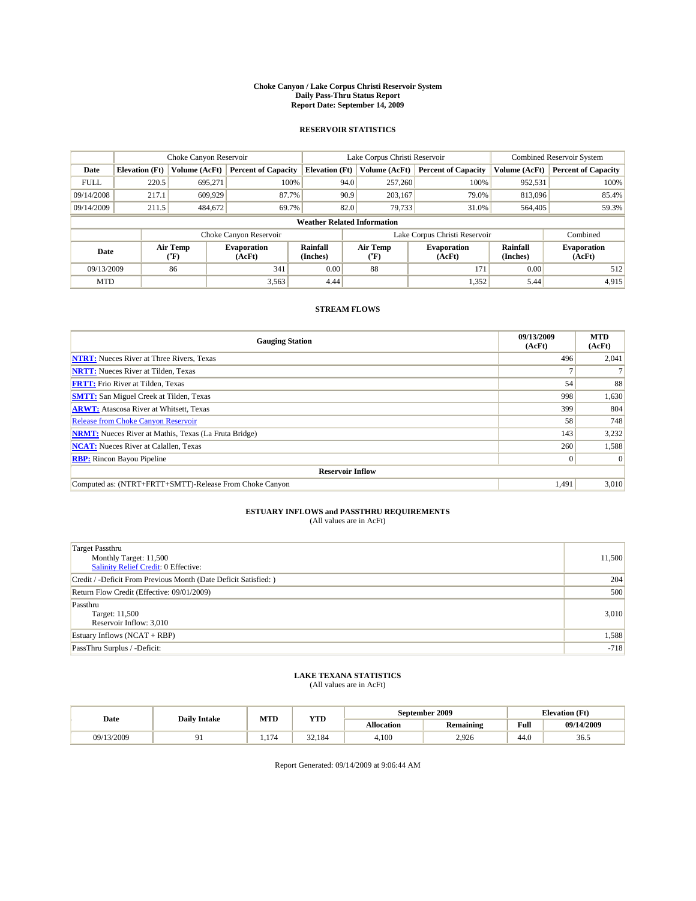**Choke Canyon / Lake Corpus Christi Reservoir System**
**Daily Pass-Thru Status Report**
**Report Date: September 14, 2009**

## RESERVOIR STATISTICS

| | Choke Canyon Reservoir | | | Lake Corpus Christi Reservoir | | | Combined Reservoir System | |
|---|---|---|---|---|---|---|---|---|
| Date | Elevation (Ft) | Volume (AcFt) | Percent of Capacity | Elevation (Ft) | Volume (AcFt) | Percent of Capacity | Volume (AcFt) | Percent of Capacity |
| FULL | 220.5 | 695,271 | 100% | 94.0 | 257,260 | 100% | 952,531 | 100% |
| 09/14/2008 | 217.1 | 609,929 | 87.7% | 90.9 | 203,167 | 79.0% | 813,096 | 85.4% |
| 09/14/2009 | 211.5 | 484,672 | 69.7% | 82.0 | 79,733 | 31.0% | 564,405 | 59.3% |

**Weather Related Information**

| | Choke Canyon Reservoir | | | Lake Corpus Christi Reservoir | | | Combined |
|---|---|---|---|---|---|---|---|
| Date | Air Temp (°F) | Evaporation (AcFt) | Rainfall (Inches) | Air Temp (°F) | Evaporation (AcFt) | Rainfall (Inches) | Evaporation (AcFt) |
| 09/13/2009 | 86 | 341 | 0.00 | 88 | 171 | 0.00 | 512 |
| MTD | | 3,563 | 4.44 | | 1,352 | 5.44 | 4,915 |

## STREAM FLOWS

| Gauging Station | 09/13/2009 (AcFt) | MTD (AcFt) |
|---|---|---|
| **NTRT:** Nueces River at Three Rivers, Texas | 496 | 2,041 |
| **NRTT:** Nueces River at Tilden, Texas | 7 | 7 |
| **FRTT:** Frio River at Tilden, Texas | 54 | 88 |
| **SMTT:** San Miguel Creek at Tilden, Texas | 998 | 1,630 |
| **ARWT:** Atascosa River at Whitsett, Texas | 399 | 804 |
| Release from Choke Canyon Reservoir | 58 | 748 |
| **NRMT:** Nueces River at Mathis, Texas (La Fruta Bridge) | 143 | 3,232 |
| **NCAT:** Nueces River at Calallen, Texas | 260 | 1,588 |
| **RBP:** Rincon Bayou Pipeline | 0 | 0 |
| **Reservoir Inflow** | | |
| Computed as: (NTRT+FRTT+SMTT)-Release From Choke Canyon | 1,491 | 3,010 |

## ESTUARY INFLOWS and PASSTHRU REQUIREMENTS
(All values are in AcFt)

| | |
|---|---|
| Target Passthru<br>Monthly Target: 11,500<br>Salinity Relief Credit: 0 Effective: | 11,500 |
| Credit / -Deficit From Previous Month (Date Deficit Satisfied: ) | 204 |
| Return Flow Credit (Effective: 09/01/2009) | 500 |
| Passthru<br>Target: 11,500<br>Reservoir Inflow: 3,010 | 3,010 |
| Estuary Inflows (NCAT + RBP) | 1,588 |
| PassThru Surplus / -Deficit: | -718 |

## LAKE TEXANA STATISTICS
(All values are in AcFt)

| Date | Daily Intake | MTD | YTD | September 2009 | | Elevation (Ft) | |
|---|---|---|---|---|---|---|---|
| | | | | Allocation | Remaining | Full | 09/14/2009 |
| 09/13/2009 | 91 | 1,174 | 32,184 | 4,100 | 2,926 | 44.0 | 36.5 |

Report Generated: 09/14/2009 at 9:06:44 AM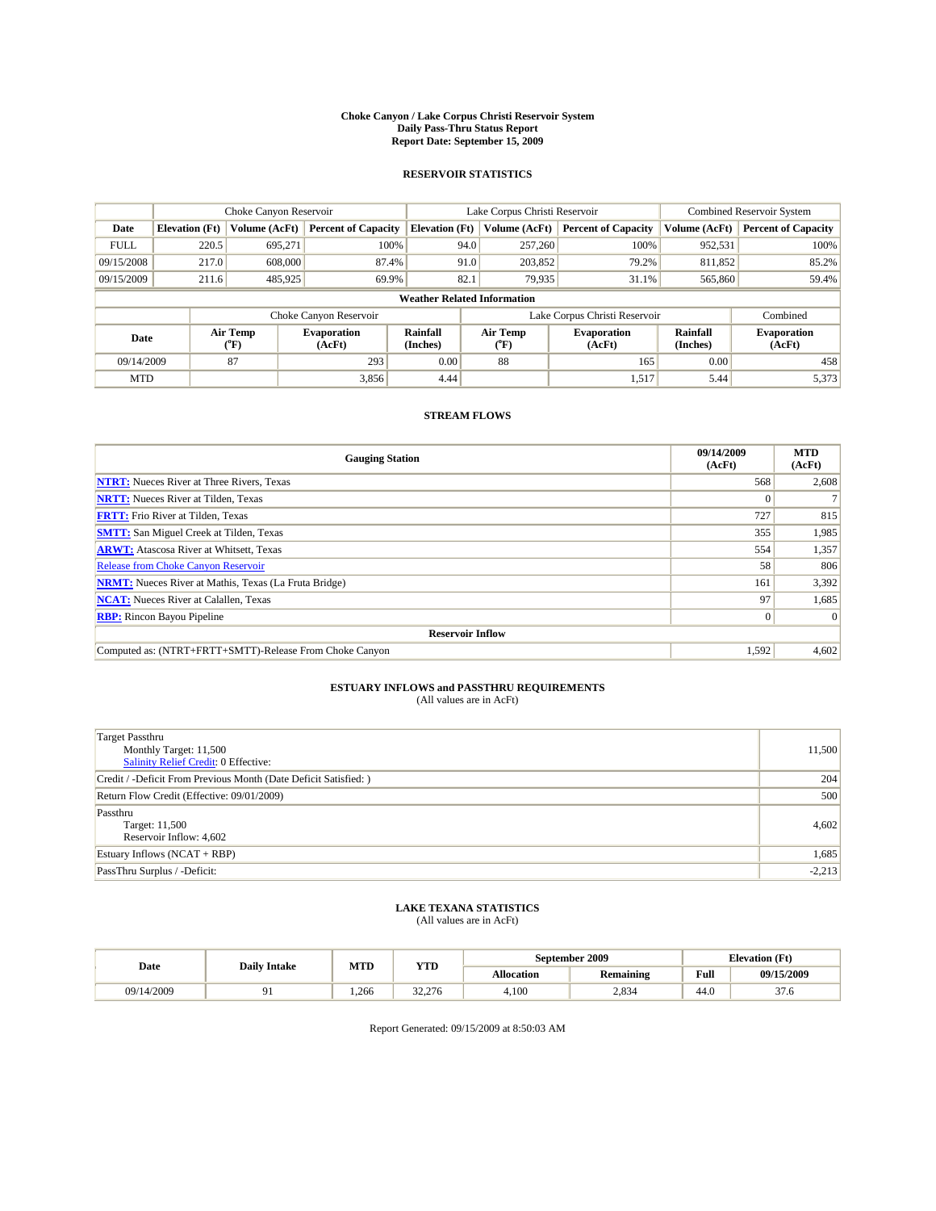# Choke Canyon / Lake Corpus Christi Reservoir System
## Daily Pass-Thru Status Report
### Report Date: September 15, 2009

### RESERVOIR STATISTICS

| | Choke Canyon Reservoir | | | Lake Corpus Christi Reservoir | | | Combined Reservoir System | |
|---|---|---|---|---|---|---|---|---|
| Date | Elevation (Ft) | Volume (AcFt) | Percent of Capacity | Elevation (Ft) | Volume (AcFt) | Percent of Capacity | Volume (AcFt) | Percent of Capacity |
| FULL | 220.5 | 695,271 | 100% | 94.0 | 257,260 | 100% | 952,531 | 100% |
| 09/15/2008 | 217.0 | 608,000 | 87.4% | 91.0 | 203,852 | 79.2% | 811,852 | 85.2% |
| 09/15/2009 | 211.6 | 485,925 | 69.9% | 82.1 | 79,935 | 31.1% | 565,860 | 59.4% |

**Weather Related Information**

| | Choke Canyon Reservoir | | | Lake Corpus Christi Reservoir | | | Combined |
|---|---|---|---|---|---|---|---|
| Date | Air Temp (°F) | Evaporation (AcFt) | Rainfall (Inches) | Air Temp (°F) | Evaporation (AcFt) | Rainfall (Inches) | Evaporation (AcFt) |
| 09/14/2009 | 87 | 293 | 0.00 | 88 | 165 | 0.00 | 458 |
| MTD | | 3,856 | 4.44 | | 1,517 | 5.44 | 5,373 |

### STREAM FLOWS

| Gauging Station | 09/14/2009 (AcFt) | MTD (AcFt) |
|---|---|---|
| **NTRT:** Nueces River at Three Rivers, Texas | 568 | 2,608 |
| **NRTT:** Nueces River at Tilden, Texas | 0 | 7 |
| **FRTT:** Frio River at Tilden, Texas | 727 | 815 |
| **SMTT:** San Miguel Creek at Tilden, Texas | 355 | 1,985 |
| **ARWT:** Atascosa River at Whitsett, Texas | 554 | 1,357 |
| Release from Choke Canyon Reservoir | 58 | 806 |
| **NRMT:** Nueces River at Mathis, Texas (La Fruta Bridge) | 161 | 3,392 |
| **NCAT:** Nueces River at Calallen, Texas | 97 | 1,685 |
| **RBP:** Rincon Bayou Pipeline | 0 | 0 |
| **Reservoir Inflow** | | |
| Computed as: (NTRT+FRTT+SMTT)-Release From Choke Canyon | 1,592 | 4,602 |

### ESTUARY INFLOWS and PASSTHRU REQUIREMENTS
(All values are in AcFt)

| | |
|---|---|
| Target Passthru<br>Monthly Target: 11,500<br>Salinity Relief Credit: 0 Effective: | 11,500 |
| Credit / -Deficit From Previous Month (Date Deficit Satisfied: ) | 204 |
| Return Flow Credit (Effective: 09/01/2009) | 500 |
| Passthru<br>Target: 11,500<br>Reservoir Inflow: 4,602 | 4,602 |
| Estuary Inflows (NCAT + RBP) | 1,685 |
| PassThru Surplus / -Deficit: | -2,213 |

### LAKE TEXANA STATISTICS
(All values are in AcFt)

| Date | Daily Intake | MTD | YTD | September 2009 | | Elevation (Ft) | |
|---|---|---|---|---|---|---|---|
| | | | | Allocation | Remaining | Full | 09/15/2009 |
| 09/14/2009 | 91 | 1,266 | 32,276 | 4,100 | 2,834 | 44.0 | 37.6 |

Report Generated: 09/15/2009 at 8:50:03 AM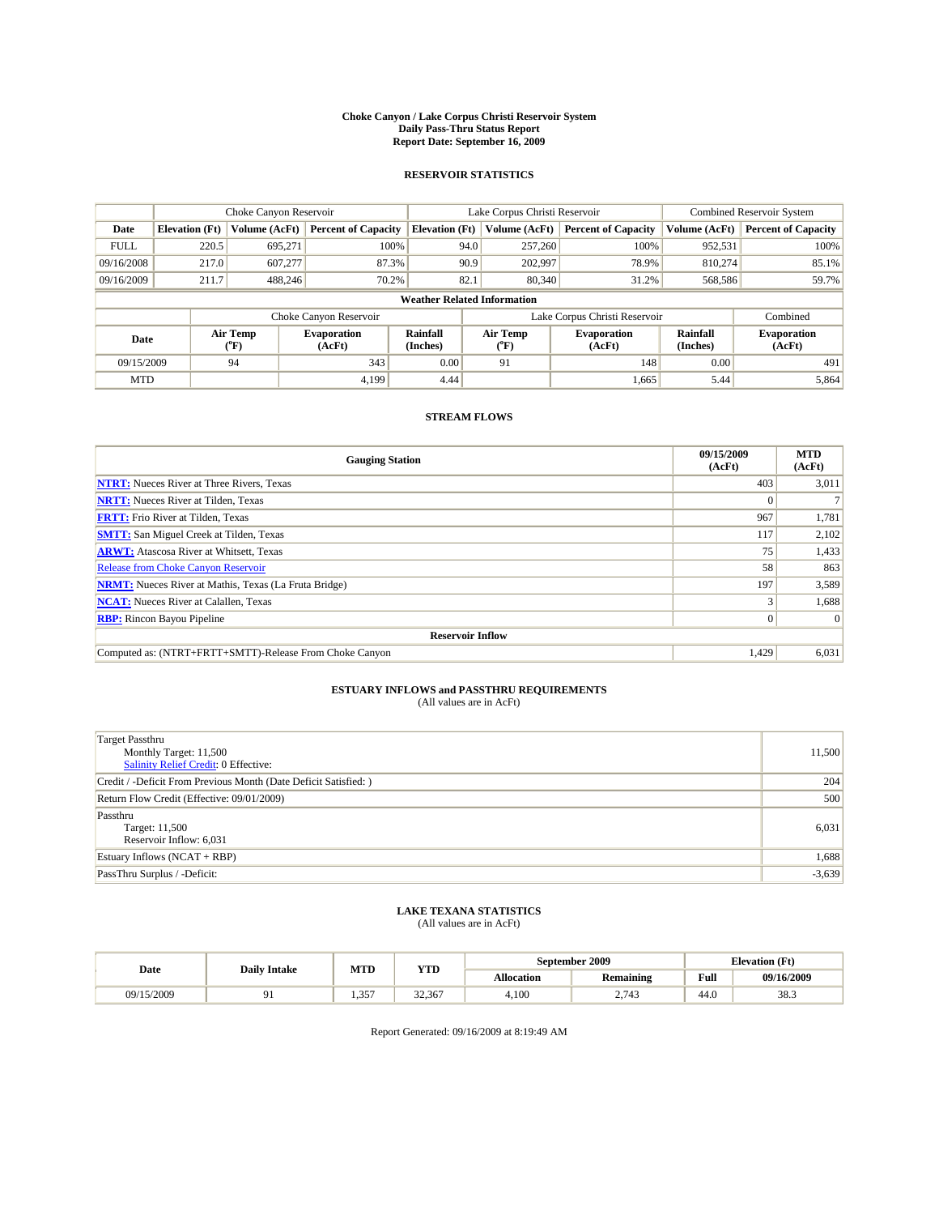# Choke Canyon / Lake Corpus Christi Reservoir System
## Daily Pass-Thru Status Report
## Report Date: September 16, 2009

### RESERVOIR STATISTICS

| | Choke Canyon Reservoir | | | Lake Corpus Christi Reservoir | | | Combined Reservoir System | |
|---|---|---|---|---|---|---|---|---|
| Date | Elevation (Ft) | Volume (AcFt) | Percent of Capacity | Elevation (Ft) | Volume (AcFt) | Percent of Capacity | Volume (AcFt) | Percent of Capacity |
| FULL | 220.5 | 695,271 | 100% | 94.0 | 257,260 | 100% | 952,531 | 100% |
| 09/16/2008 | 217.0 | 607,277 | 87.3% | 90.9 | 202,997 | 78.9% | 810,274 | 85.1% |
| 09/16/2009 | 211.7 | 488,246 | 70.2% | 82.1 | 80,340 | 31.2% | 568,586 | 59.7% |

**Weather Related Information**

| | Choke Canyon Reservoir | | | Lake Corpus Christi Reservoir | | | Combined |
|---|---|---|---|---|---|---|---|
| Date | Air Temp (°F) | Evaporation (AcFt) | Rainfall (Inches) | Air Temp (°F) | Evaporation (AcFt) | Rainfall (Inches) | Evaporation (AcFt) |
| 09/15/2009 | 94 | 343 | 0.00 | 91 | 148 | 0.00 | 491 |
| MTD | | 4,199 | 4.44 | | 1,665 | 5.44 | 5,864 |

### STREAM FLOWS

| Gauging Station | 09/15/2009 (AcFt) | MTD (AcFt) |
|---|---|---|
| NTRT: Nueces River at Three Rivers, Texas | 403 | 3,011 |
| NRTT: Nueces River at Tilden, Texas | 0 | 7 |
| FRTT: Frio River at Tilden, Texas | 967 | 1,781 |
| SMTT: San Miguel Creek at Tilden, Texas | 117 | 2,102 |
| ARWT: Atascosa River at Whitsett, Texas | 75 | 1,433 |
| Release from Choke Canyon Reservoir | 58 | 863 |
| NRMT: Nueces River at Mathis, Texas (La Fruta Bridge) | 197 | 3,589 |
| NCAT: Nueces River at Calallen, Texas | 3 | 1,688 |
| RBP: Rincon Bayou Pipeline | 0 | 0 |
| **Reservoir Inflow** | | |
| Computed as: (NTRT+FRTT+SMTT)-Release From Choke Canyon | 1,429 | 6,031 |

### ESTUARY INFLOWS and PASSTHRU REQUIREMENTS
(All values are in AcFt)

| | |
|---|---|
| Target Passthru<br>Monthly Target: 11,500<br>Salinity Relief Credit: 0 Effective: | 11,500 |
| Credit / -Deficit From Previous Month (Date Deficit Satisfied: ) | 204 |
| Return Flow Credit (Effective: 09/01/2009) | 500 |
| Passthru<br>Target: 11,500<br>Reservoir Inflow: 6,031 | 6,031 |
| Estuary Inflows (NCAT + RBP) | 1,688 |
| PassThru Surplus / -Deficit: | -3,639 |

### LAKE TEXANA STATISTICS
(All values are in AcFt)

| Date | Daily Intake | MTD | YTD | September 2009 | | Elevation (Ft) | |
|---|---|---|---|---|---|---|---|
| | | | | Allocation | Remaining | Full | 09/16/2009 |
| 09/15/2009 | 91 | 1,357 | 32,367 | 4,100 | 2,743 | 44.0 | 38.3 |

Report Generated: 09/16/2009 at 8:19:49 AM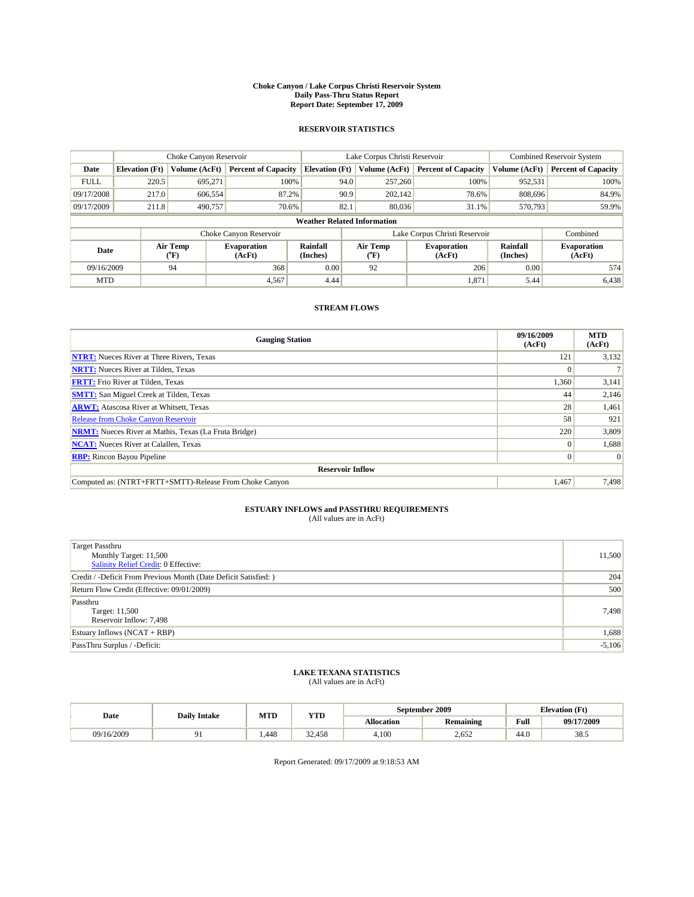# Choke Canyon / Lake Corpus Christi Reservoir System
## Daily Pass-Thru Status Report
## Report Date: September 17, 2009

### RESERVOIR STATISTICS

| | Choke Canyon Reservoir | | | Lake Corpus Christi Reservoir | | | Combined Reservoir System | |
|---|---|---|---|---|---|---|---|---|
| Date | Elevation (Ft) | Volume (AcFt) | Percent of Capacity | Elevation (Ft) | Volume (AcFt) | Percent of Capacity | Volume (AcFt) | Percent of Capacity |
| FULL | 220.5 | 695,271 | 100% | 94.0 | 257,260 | 100% | 952,531 | 100% |
| 09/17/2008 | 217.0 | 606,554 | 87.2% | 90.9 | 202,142 | 78.6% | 808,696 | 84.9% |
| 09/17/2009 | 211.8 | 490,757 | 70.6% | 82.1 | 80,036 | 31.1% | 570,793 | 59.9% |

**Weather Related Information**

| | Choke Canyon Reservoir | | | Lake Corpus Christi Reservoir | | | Combined |
|---|---|---|---|---|---|---|---|
| Date | Air Temp (°F) | Evaporation (AcFt) | Rainfall (Inches) | Air Temp (°F) | Evaporation (AcFt) | Rainfall (Inches) | Evaporation (AcFt) |
| 09/16/2009 | 94 | 368 | 0.00 | 92 | 206 | 0.00 | 574 |
| MTD | | 4,567 | 4.44 | | 1,871 | 5.44 | 6,438 |

### STREAM FLOWS

| Gauging Station | 09/16/2009 (AcFt) | MTD (AcFt) |
|---|---|---|
| NTRT: Nueces River at Three Rivers, Texas | 121 | 3,132 |
| NRTT: Nueces River at Tilden, Texas | 0 | 7 |
| FRTT: Frio River at Tilden, Texas | 1,360 | 3,141 |
| SMTT: San Miguel Creek at Tilden, Texas | 44 | 2,146 |
| ARWT: Atascosa River at Whitsett, Texas | 28 | 1,461 |
| Release from Choke Canyon Reservoir | 58 | 921 |
| NRMT: Nueces River at Mathis, Texas (La Fruta Bridge) | 220 | 3,809 |
| NCAT: Nueces River at Calallen, Texas | 0 | 1,688 |
| RBP: Rincon Bayou Pipeline | 0 | 0 |
| **Reservoir Inflow** | | |
| Computed as: (NTRT+FRTT+SMTT)-Release From Choke Canyon | 1,467 | 7,498 |

### ESTUARY INFLOWS and PASSTHRU REQUIREMENTS
(All values are in AcFt)

| | |
|---|---|
| Target Passthru<br>Monthly Target: 11,500<br>Salinity Relief Credit: 0 Effective: | 11,500 |
| Credit / -Deficit From Previous Month (Date Deficit Satisfied: ) | 204 |
| Return Flow Credit (Effective: 09/01/2009) | 500 |
| Passthru<br>Target: 11,500<br>Reservoir Inflow: 7,498 | 7,498 |
| Estuary Inflows (NCAT + RBP) | 1,688 |
| PassThru Surplus / -Deficit: | -5,106 |

### LAKE TEXANA STATISTICS
(All values are in AcFt)

| Date | Daily Intake | MTD | YTD | September 2009 | | Elevation (Ft) | |
|---|---|---|---|---|---|---|---|
| | | | | Allocation | Remaining | Full | 09/17/2009 |
| 09/16/2009 | 91 | 1,448 | 32,458 | 4,100 | 2,652 | 44.0 | 38.5 |

Report Generated: 09/17/2009 at 9:18:53 AM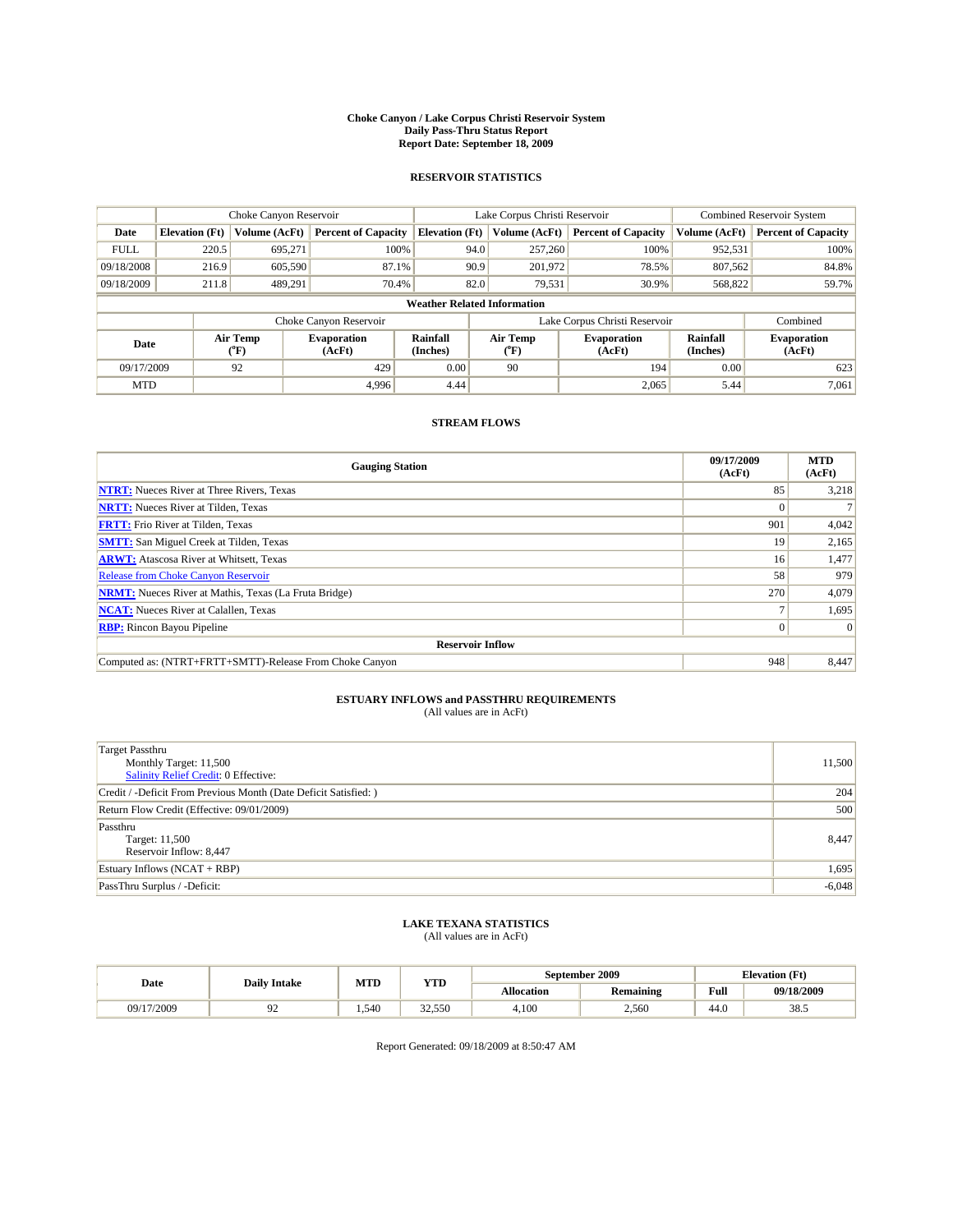# Choke Canyon / Lake Corpus Christi Reservoir System
## Daily Pass-Thru Status Report
### Report Date: September 18, 2009

## RESERVOIR STATISTICS

| | Choke Canyon Reservoir | | | Lake Corpus Christi Reservoir | | | Combined Reservoir System | |
|---|---|---|---|---|---|---|---|---|
| Date | Elevation (Ft) | Volume (AcFt) | Percent of Capacity | Elevation (Ft) | Volume (AcFt) | Percent of Capacity | Volume (AcFt) | Percent of Capacity |
| FULL | 220.5 | 695,271 | 100% | 94.0 | 257,260 | 100% | 952,531 | 100% |
| 09/18/2008 | 216.9 | 605,590 | 87.1% | 90.9 | 201,972 | 78.5% | 807,562 | 84.8% |
| 09/18/2009 | 211.8 | 489,291 | 70.4% | 82.0 | 79,531 | 30.9% | 568,822 | 59.7% |

**Weather Related Information**

| | Choke Canyon Reservoir | | | Lake Corpus Christi Reservoir | | | Combined |
|---|---|---|---|---|---|---|---|
| Date | Air Temp (°F) | Evaporation (AcFt) | Rainfall (Inches) | Air Temp (°F) | Evaporation (AcFt) | Rainfall (Inches) | Evaporation (AcFt) |
| 09/17/2009 | 92 | 429 | 0.00 | 90 | 194 | 0.00 | 623 |
| MTD | | 4,996 | 4.44 | | 2,065 | 5.44 | 7,061 |

## STREAM FLOWS

| Gauging Station | 09/17/2009 (AcFt) | MTD (AcFt) |
|---|---|---|
| NTRT: Nueces River at Three Rivers, Texas | 85 | 3,218 |
| NRTT: Nueces River at Tilden, Texas | 0 | 7 |
| FRTT: Frio River at Tilden, Texas | 901 | 4,042 |
| SMTT: San Miguel Creek at Tilden, Texas | 19 | 2,165 |
| ARWT: Atascosa River at Whitsett, Texas | 16 | 1,477 |
| Release from Choke Canyon Reservoir | 58 | 979 |
| NRMT: Nueces River at Mathis, Texas (La Fruta Bridge) | 270 | 4,079 |
| NCAT: Nueces River at Calallen, Texas | 7 | 1,695 |
| RBP: Rincon Bayou Pipeline | 0 | 0 |
| **Reservoir Inflow** | | |
| Computed as: (NTRT+FRTT+SMTT)-Release From Choke Canyon | 948 | 8,447 |

## ESTUARY INFLOWS and PASSTHRU REQUIREMENTS
(All values are in AcFt)

| | |
|---|---|
| Target Passthru<br>Monthly Target: 11,500<br>Salinity Relief Credit: 0 Effective: | 11,500 |
| Credit / -Deficit From Previous Month (Date Deficit Satisfied: ) | 204 |
| Return Flow Credit (Effective: 09/01/2009) | 500 |
| Passthru<br>Target: 11,500<br>Reservoir Inflow: 8,447 | 8,447 |
| Estuary Inflows (NCAT + RBP) | 1,695 |
| PassThru Surplus / -Deficit: | -6,048 |

## LAKE TEXANA STATISTICS
(All values are in AcFt)

| Date | Daily Intake | MTD | YTD | September 2009 | | Elevation (Ft) | |
|---|---|---|---|---|---|---|---|
| | | | | Allocation | Remaining | Full | 09/18/2009 |
| 09/17/2009 | 92 | 1,540 | 32,550 | 4,100 | 2,560 | 44.0 | 38.5 |

Report Generated: 09/18/2009 at 8:50:47 AM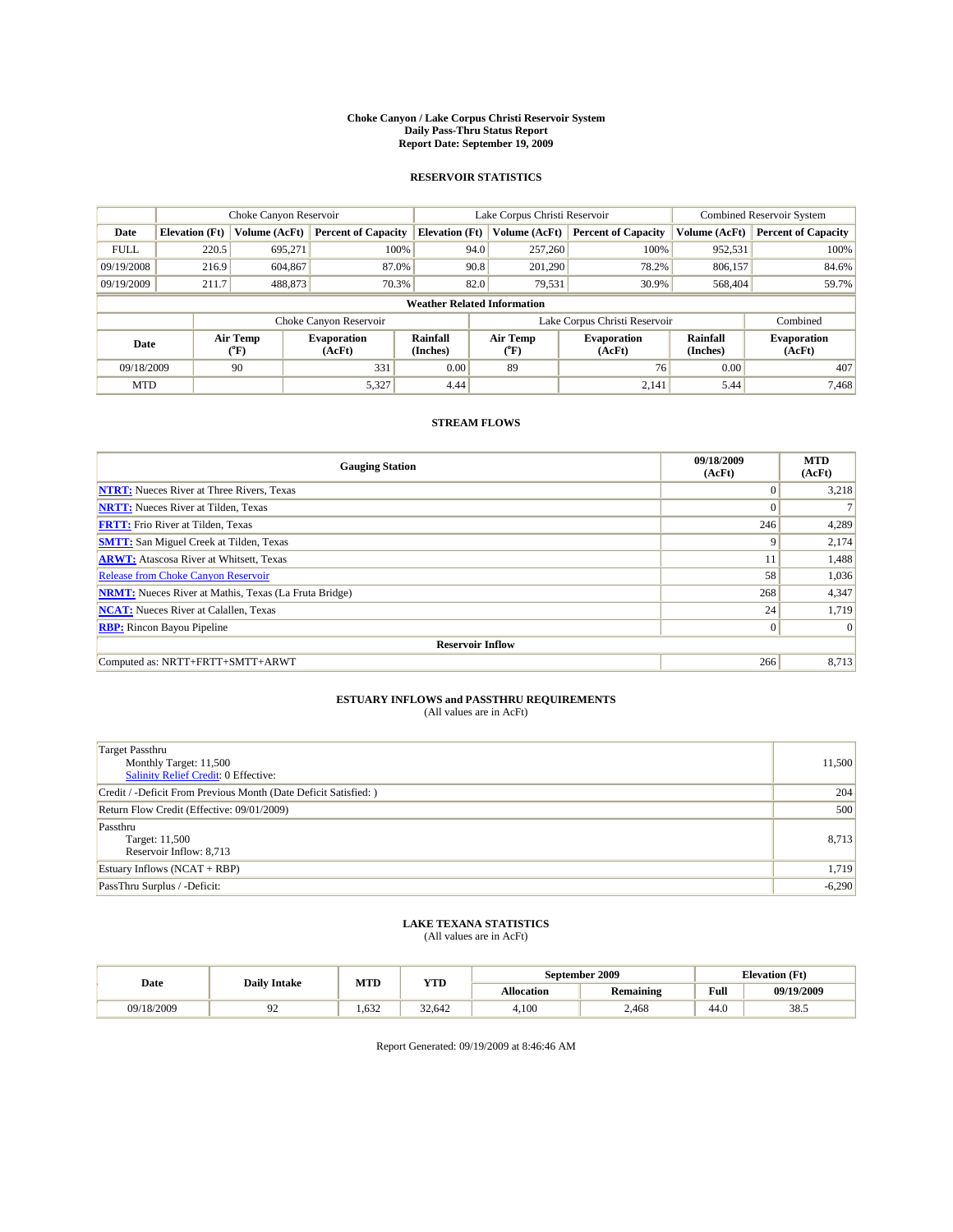**Choke Canyon / Lake Corpus Christi Reservoir System**
**Daily Pass-Thru Status Report**
**Report Date: September 19, 2009**

### RESERVOIR STATISTICS

| | Choke Canyon Reservoir | | | Lake Corpus Christi Reservoir | | | Combined Reservoir System | |
|---|---|---|---|---|---|---|---|---|
| **Date** | **Elevation (Ft)** | **Volume (AcFt)** | **Percent of Capacity** | **Elevation (Ft)** | **Volume (AcFt)** | **Percent of Capacity** | **Volume (AcFt)** | **Percent of Capacity** |
| FULL | 220.5 | 695,271 | 100% | 94.0 | 257,260 | 100% | 952,531 | 100% |
| 09/19/2008 | 216.9 | 604,867 | 87.0% | 90.8 | 201,290 | 78.2% | 806,157 | 84.6% |
| 09/19/2009 | 211.7 | 488,873 | 70.3% | 82.0 | 79,531 | 30.9% | 568,404 | 59.7% |

**Weather Related Information**

| | Choke Canyon Reservoir | | | Lake Corpus Christi Reservoir | | | Combined |
|---|---|---|---|---|---|---|---|
| **Date** | **Air Temp (°F)** | **Evaporation (AcFt)** | **Rainfall (Inches)** | **Air Temp (°F)** | **Evaporation (AcFt)** | **Rainfall (Inches)** | **Evaporation (AcFt)** |
| 09/18/2009 | 90 | 331 | 0.00 | 89 | 76 | 0.00 | 407 |
| MTD | | 5,327 | 4.44 | | 2,141 | 5.44 | 7,468 |

### STREAM FLOWS

| Gauging Station | 09/18/2009 (AcFt) | MTD (AcFt) |
|---|---|---|
| NTRT: Nueces River at Three Rivers, Texas | 0 | 3,218 |
| NRTT: Nueces River at Tilden, Texas | 0 | 7 |
| FRTT: Frio River at Tilden, Texas | 246 | 4,289 |
| SMTT: San Miguel Creek at Tilden, Texas | 9 | 2,174 |
| ARWT: Atascosa River at Whitsett, Texas | 11 | 1,488 |
| Release from Choke Canyon Reservoir | 58 | 1,036 |
| NRMT: Nueces River at Mathis, Texas (La Fruta Bridge) | 268 | 4,347 |
| NCAT: Nueces River at Calallen, Texas | 24 | 1,719 |
| RBP: Rincon Bayou Pipeline | 0 | 0 |
| **Reservoir Inflow** | | |
| Computed as: NRTT+FRTT+SMTT+ARWT | 266 | 8,713 |

### ESTUARY INFLOWS and PASSTHRU REQUIREMENTS
(All values are in AcFt)

| | |
|---|---|
| Target Passthru<br>Monthly Target: 11,500<br>Salinity Relief Credit: 0 Effective: | 11,500 |
| Credit / -Deficit From Previous Month (Date Deficit Satisfied: ) | 204 |
| Return Flow Credit (Effective: 09/01/2009) | 500 |
| Passthru<br>Target: 11,500<br>Reservoir Inflow: 8,713 | 8,713 |
| Estuary Inflows (NCAT + RBP) | 1,719 |
| PassThru Surplus / -Deficit: | -6,290 |

### LAKE TEXANA STATISTICS
(All values are in AcFt)

| Date | Daily Intake | MTD | YTD | September 2009 | | Elevation (Ft) | |
|---|---|---|---|---|---|---|---|
| | | | | **Allocation** | **Remaining** | **Full** | **09/19/2009** |
| 09/18/2009 | 92 | 1,632 | 32,642 | 4,100 | 2,468 | 44.0 | 38.5 |

Report Generated: 09/19/2009 at 8:46:46 AM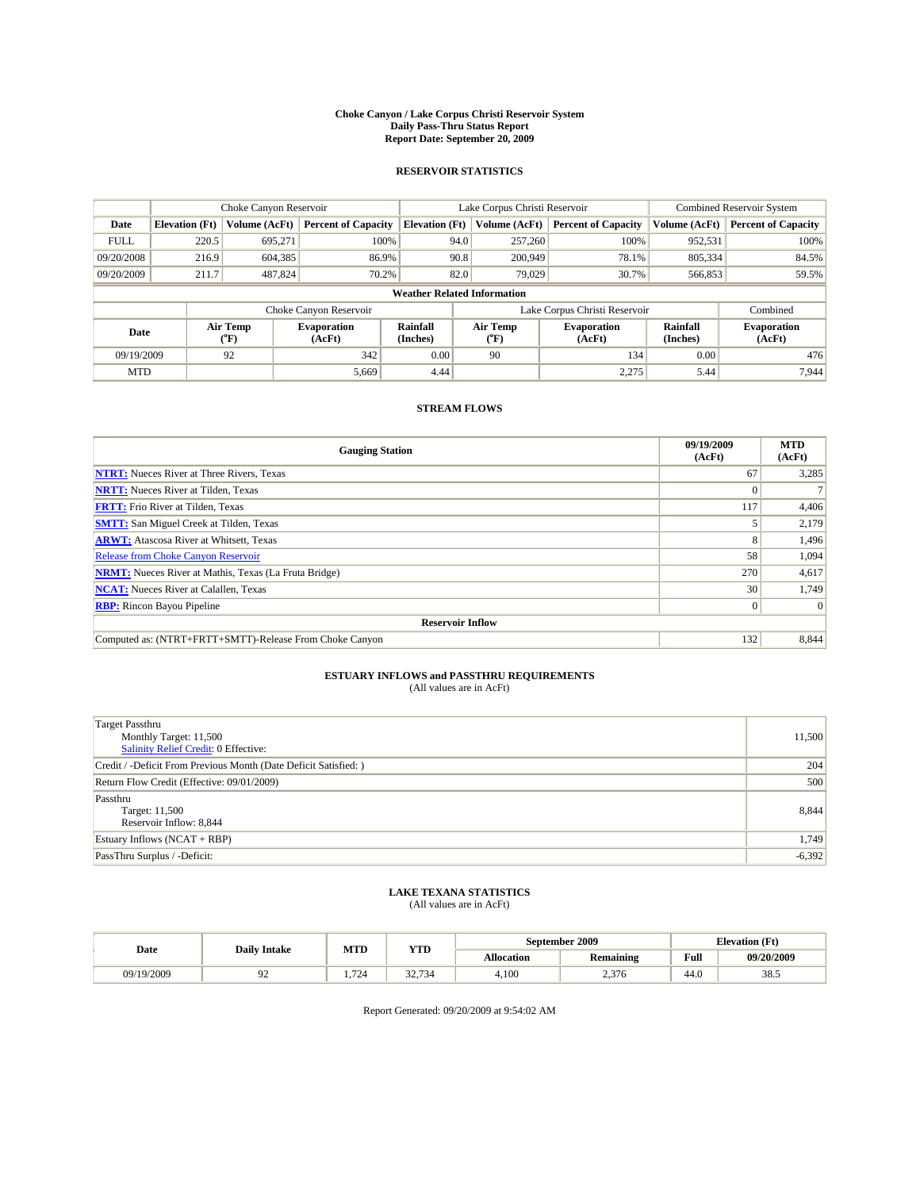# Choke Canyon / Lake Corpus Christi Reservoir System
## Daily Pass-Thru Status Report
## Report Date: September 20, 2009

### RESERVOIR STATISTICS

| | Choke Canyon Reservoir | | | Lake Corpus Christi Reservoir | | | Combined Reservoir System | |
|---|---|---|---|---|---|---|---|---|
| **Date** | **Elevation (Ft)** | **Volume (AcFt)** | **Percent of Capacity** | **Elevation (Ft)** | **Volume (AcFt)** | **Percent of Capacity** | **Volume (AcFt)** | **Percent of Capacity** |
| FULL | 220.5 | 695,271 | 100% | 94.0 | 257,260 | 100% | 952,531 | 100% |
| 09/20/2008 | 216.9 | 604,385 | 86.9% | 90.8 | 200,949 | 78.1% | 805,334 | 84.5% |
| 09/20/2009 | 211.7 | 487,824 | 70.2% | 82.0 | 79,029 | 30.7% | 566,853 | 59.5% |

**Weather Related Information**

| | Choke Canyon Reservoir | | | Lake Corpus Christi Reservoir | | | Combined |
|---|---|---|---|---|---|---|---|
| **Date** | **Air Temp (°F)** | **Evaporation (AcFt)** | **Rainfall (Inches)** | **Air Temp (°F)** | **Evaporation (AcFt)** | **Rainfall (Inches)** | **Evaporation (AcFt)** |
| 09/19/2009 | 92 | 342 | 0.00 | 90 | 134 | 0.00 | 476 |
| MTD | | 5,669 | 4.44 | | 2,275 | 5.44 | 7,944 |

### STREAM FLOWS

| Gauging Station | 09/19/2009 (AcFt) | MTD (AcFt) |
|---|---|---|
| **NTRT:** Nueces River at Three Rivers, Texas | 67 | 3,285 |
| **NRTT:** Nueces River at Tilden, Texas | 0 | 7 |
| **FRTT:** Frio River at Tilden, Texas | 117 | 4,406 |
| **SMTT:** San Miguel Creek at Tilden, Texas | 5 | 2,179 |
| **ARWT:** Atascosa River at Whitsett, Texas | 8 | 1,496 |
| Release from Choke Canyon Reservoir | 58 | 1,094 |
| **NRMT:** Nueces River at Mathis, Texas (La Fruta Bridge) | 270 | 4,617 |
| **NCAT:** Nueces River at Calallen, Texas | 30 | 1,749 |
| **RBP:** Rincon Bayou Pipeline | 0 | 0 |
| **Reservoir Inflow** | | |
| Computed as: (NTRT+FRTT+SMTT)-Release From Choke Canyon | 132 | 8,844 |

### ESTUARY INFLOWS and PASSTHRU REQUIREMENTS
(All values are in AcFt)

| | |
|---|---|
| Target Passthru<br>Monthly Target: 11,500<br>Salinity Relief Credit: 0 Effective: | 11,500 |
| Credit / -Deficit From Previous Month (Date Deficit Satisfied: ) | 204 |
| Return Flow Credit (Effective: 09/01/2009) | 500 |
| Passthru<br>Target: 11,500<br>Reservoir Inflow: 8,844 | 8,844 |
| Estuary Inflows (NCAT + RBP) | 1,749 |
| PassThru Surplus / -Deficit: | -6,392 |

### LAKE TEXANA STATISTICS
(All values are in AcFt)

| Date | Daily Intake | MTD | YTD | September 2009 | | Elevation (Ft) | |
|---|---|---|---|---|---|---|---|
| | | | | **Allocation** | **Remaining** | **Full** | **09/20/2009** |
| 09/19/2009 | 92 | 1,724 | 32,734 | 4,100 | 2,376 | 44.0 | 38.5 |

Report Generated: 09/20/2009 at 9:54:02 AM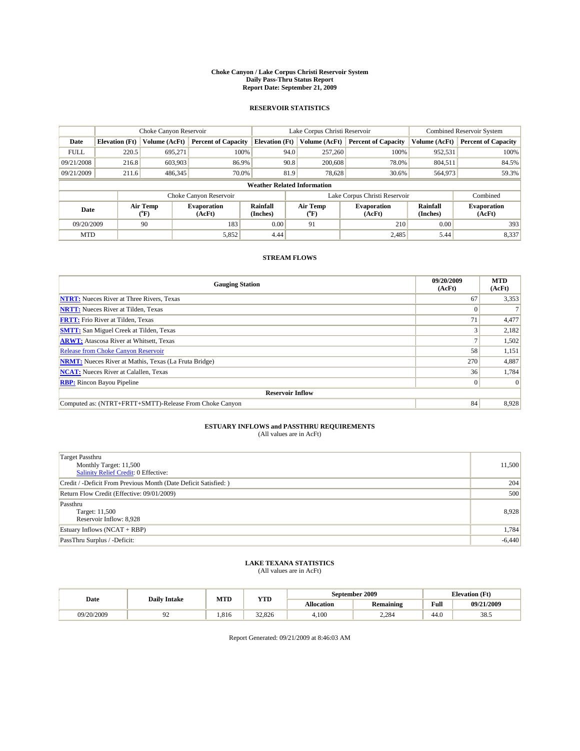# Choke Canyon / Lake Corpus Christi Reservoir System
## Daily Pass-Thru Status Report
### Report Date: September 21, 2009

## RESERVOIR STATISTICS

| | Choke Canyon Reservoir | | | Lake Corpus Christi Reservoir | | | Combined Reservoir System | |
|---|---|---|---|---|---|---|---|---|
| Date | Elevation (Ft) | Volume (AcFt) | Percent of Capacity | Elevation (Ft) | Volume (AcFt) | Percent of Capacity | Volume (AcFt) | Percent of Capacity |
| FULL | 220.5 | 695,271 | 100% | 94.0 | 257,260 | 100% | 952,531 | 100% |
| 09/21/2008 | 216.8 | 603,903 | 86.9% | 90.8 | 200,608 | 78.0% | 804,511 | 84.5% |
| 09/21/2009 | 211.6 | 486,345 | 70.0% | 81.9 | 78,628 | 30.6% | 564,973 | 59.3% |

**Weather Related Information**

| | Choke Canyon Reservoir | | | Lake Corpus Christi Reservoir | | | Combined |
|---|---|---|---|---|---|---|---|
| Date | Air Temp (°F) | Evaporation (AcFt) | Rainfall (Inches) | Air Temp (°F) | Evaporation (AcFt) | Rainfall (Inches) | Evaporation (AcFt) |
| 09/20/2009 | 90 | 183 | 0.00 | 91 | 210 | 0.00 | 393 |
| MTD | | 5,852 | 4.44 | | 2,485 | 5.44 | 8,337 |

## STREAM FLOWS

| Gauging Station | 09/20/2009 (AcFt) | MTD (AcFt) |
|---|---|---|
| NTRT: Nueces River at Three Rivers, Texas | 67 | 3,353 |
| NRTT: Nueces River at Tilden, Texas | 0 | 7 |
| FRTT: Frio River at Tilden, Texas | 71 | 4,477 |
| SMTT: San Miguel Creek at Tilden, Texas | 3 | 2,182 |
| ARWT: Atascosa River at Whitsett, Texas | 7 | 1,502 |
| Release from Choke Canyon Reservoir | 58 | 1,151 |
| NRMT: Nueces River at Mathis, Texas (La Fruta Bridge) | 270 | 4,887 |
| NCAT: Nueces River at Calallen, Texas | 36 | 1,784 |
| RBP: Rincon Bayou Pipeline | 0 | 0 |
| **Reservoir Inflow** | | |
| Computed as: (NTRT+FRTT+SMTT)-Release From Choke Canyon | 84 | 8,928 |

## ESTUARY INFLOWS and PASSTHRU REQUIREMENTS
(All values are in AcFt)

| | |
|---|---|
| Target Passthru<br>Monthly Target: 11,500<br>Salinity Relief Credit: 0 Effective: | 11,500 |
| Credit / -Deficit From Previous Month (Date Deficit Satisfied: ) | 204 |
| Return Flow Credit (Effective: 09/01/2009) | 500 |
| Passthru<br>Target: 11,500<br>Reservoir Inflow: 8,928 | 8,928 |
| Estuary Inflows (NCAT + RBP) | 1,784 |
| PassThru Surplus / -Deficit: | -6,440 |

## LAKE TEXANA STATISTICS
(All values are in AcFt)

| Date | Daily Intake | MTD | YTD | September 2009 | | Elevation (Ft) | |
|---|---|---|---|---|---|---|---|
| | | | | Allocation | Remaining | Full | 09/21/2009 |
| 09/20/2009 | 92 | 1,816 | 32,826 | 4,100 | 2,284 | 44.0 | 38.5 |

Report Generated: 09/21/2009 at 8:46:03 AM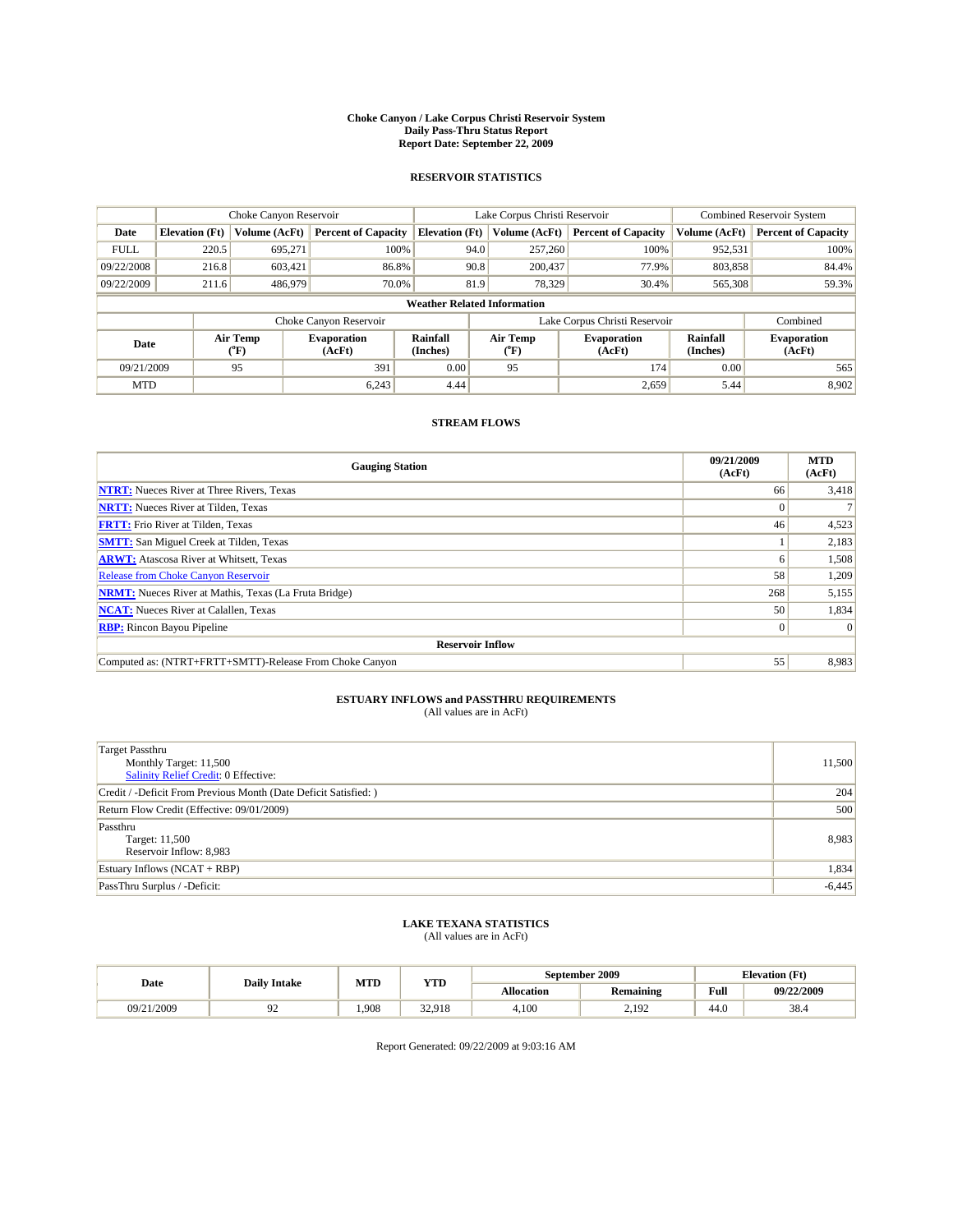# Choke Canyon / Lake Corpus Christi Reservoir System
## Daily Pass-Thru Status Report
### Report Date: September 22, 2009

## RESERVOIR STATISTICS

| | Choke Canyon Reservoir | | | Lake Corpus Christi Reservoir | | | Combined Reservoir System | |
|---|---|---|---|---|---|---|---|---|
| Date | Elevation (Ft) | Volume (AcFt) | Percent of Capacity | Elevation (Ft) | Volume (AcFt) | Percent of Capacity | Volume (AcFt) | Percent of Capacity |
| FULL | 220.5 | 695,271 | 100% | 94.0 | 257,260 | 100% | 952,531 | 100% |
| 09/22/2008 | 216.8 | 603,421 | 86.8% | 90.8 | 200,437 | 77.9% | 803,858 | 84.4% |
| 09/22/2009 | 211.6 | 486,979 | 70.0% | 81.9 | 78,329 | 30.4% | 565,308 | 59.3% |

**Weather Related Information**

| | Choke Canyon Reservoir | | | Lake Corpus Christi Reservoir | | | Combined |
|---|---|---|---|---|---|---|---|
| Date | Air Temp (°F) | Evaporation (AcFt) | Rainfall (Inches) | Air Temp (°F) | Evaporation (AcFt) | Rainfall (Inches) | Evaporation (AcFt) |
| 09/21/2009 | 95 | 391 | 0.00 | 95 | 174 | 0.00 | 565 |
| MTD | | 6,243 | 4.44 | | 2,659 | 5.44 | 8,902 |

## STREAM FLOWS

| Gauging Station | 09/21/2009 (AcFt) | MTD (AcFt) |
|---|---|---|
| NTRT: Nueces River at Three Rivers, Texas | 66 | 3,418 |
| NRTT: Nueces River at Tilden, Texas | 0 | 7 |
| FRTT: Frio River at Tilden, Texas | 46 | 4,523 |
| SMTT: San Miguel Creek at Tilden, Texas | 1 | 2,183 |
| ARWT: Atascosa River at Whitsett, Texas | 6 | 1,508 |
| Release from Choke Canyon Reservoir | 58 | 1,209 |
| NRMT: Nueces River at Mathis, Texas (La Fruta Bridge) | 268 | 5,155 |
| NCAT: Nueces River at Calallen, Texas | 50 | 1,834 |
| RBP: Rincon Bayou Pipeline | 0 | 0 |
| **Reservoir Inflow** | | |
| Computed as: (NTRT+FRTT+SMTT)-Release From Choke Canyon | 55 | 8,983 |

## ESTUARY INFLOWS and PASSTHRU REQUIREMENTS
(All values are in AcFt)

| | |
|---|---|
| Target Passthru<br>Monthly Target: 11,500<br>Salinity Relief Credit: 0 Effective: | 11,500 |
| Credit / -Deficit From Previous Month (Date Deficit Satisfied: ) | 204 |
| Return Flow Credit (Effective: 09/01/2009) | 500 |
| Passthru<br>Target: 11,500<br>Reservoir Inflow: 8,983 | 8,983 |
| Estuary Inflows (NCAT + RBP) | 1,834 |
| PassThru Surplus / -Deficit: | -6,445 |

## LAKE TEXANA STATISTICS
(All values are in AcFt)

| Date | Daily Intake | MTD | YTD | September 2009 | | Elevation (Ft) | |
|---|---|---|---|---|---|---|---|
| | | | | Allocation | Remaining | Full | 09/22/2009 |
| 09/21/2009 | 92 | 1,908 | 32,918 | 4,100 | 2,192 | 44.0 | 38.4 |

Report Generated: 09/22/2009 at 9:03:16 AM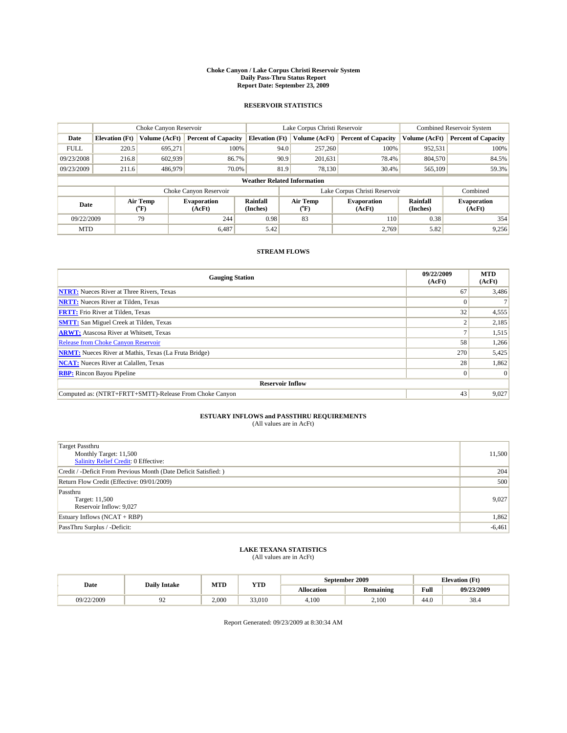# Choke Canyon / Lake Corpus Christi Reservoir System
## Daily Pass-Thru Status Report
### Report Date: September 23, 2009

## RESERVOIR STATISTICS

| | Choke Canyon Reservoir | | | Lake Corpus Christi Reservoir | | | Combined Reservoir System | |
|---|---|---|---|---|---|---|---|---|
| Date | Elevation (Ft) | Volume (AcFt) | Percent of Capacity | Elevation (Ft) | Volume (AcFt) | Percent of Capacity | Volume (AcFt) | Percent of Capacity |
| FULL | 220.5 | 695,271 | 100% | 94.0 | 257,260 | 100% | 952,531 | 100% |
| 09/23/2008 | 216.8 | 602,939 | 86.7% | 90.9 | 201,631 | 78.4% | 804,570 | 84.5% |
| 09/23/2009 | 211.6 | 486,979 | 70.0% | 81.9 | 78,130 | 30.4% | 565,109 | 59.3% |

**Weather Related Information**

| | Choke Canyon Reservoir | | | Lake Corpus Christi Reservoir | | | Combined |
|---|---|---|---|---|---|---|---|
| Date | Air Temp (°F) | Evaporation (AcFt) | Rainfall (Inches) | Air Temp (°F) | Evaporation (AcFt) | Rainfall (Inches) | Evaporation (AcFt) |
| 09/22/2009 | 79 | 244 | 0.98 | 83 | 110 | 0.38 | 354 |
| MTD | | 6,487 | 5.42 | | 2,769 | 5.82 | 9,256 |

## STREAM FLOWS

| Gauging Station | 09/22/2009 (AcFt) | MTD (AcFt) |
|---|---|---|
| NTRT: Nueces River at Three Rivers, Texas | 67 | 3,486 |
| NRTT: Nueces River at Tilden, Texas | 0 | 7 |
| FRTT: Frio River at Tilden, Texas | 32 | 4,555 |
| SMTT: San Miguel Creek at Tilden, Texas | 2 | 2,185 |
| ARWT: Atascosa River at Whitsett, Texas | 7 | 1,515 |
| Release from Choke Canyon Reservoir | 58 | 1,266 |
| NRMT: Nueces River at Mathis, Texas (La Fruta Bridge) | 270 | 5,425 |
| NCAT: Nueces River at Calallen, Texas | 28 | 1,862 |
| RBP: Rincon Bayou Pipeline | 0 | 0 |
| **Reservoir Inflow** | | |
| Computed as: (NTRT+FRTT+SMTT)-Release From Choke Canyon | 43 | 9,027 |

## ESTUARY INFLOWS and PASSTHRU REQUIREMENTS
(All values are in AcFt)

| | |
|---|---|
| Target Passthru<br>Monthly Target: 11,500<br>Salinity Relief Credit: 0 Effective: | 11,500 |
| Credit / -Deficit From Previous Month (Date Deficit Satisfied: ) | 204 |
| Return Flow Credit (Effective: 09/01/2009) | 500 |
| Passthru<br>Target: 11,500<br>Reservoir Inflow: 9,027 | 9,027 |
| Estuary Inflows (NCAT + RBP) | 1,862 |
| PassThru Surplus / -Deficit: | -6,461 |

## LAKE TEXANA STATISTICS
(All values are in AcFt)

| Date | Daily Intake | MTD | YTD | September 2009 | | Elevation (Ft) | |
|---|---|---|---|---|---|---|---|
| | | | | Allocation | Remaining | Full | 09/23/2009 |
| 09/22/2009 | 92 | 2,000 | 33,010 | 4,100 | 2,100 | 44.0 | 38.4 |

Report Generated: 09/23/2009 at 8:30:34 AM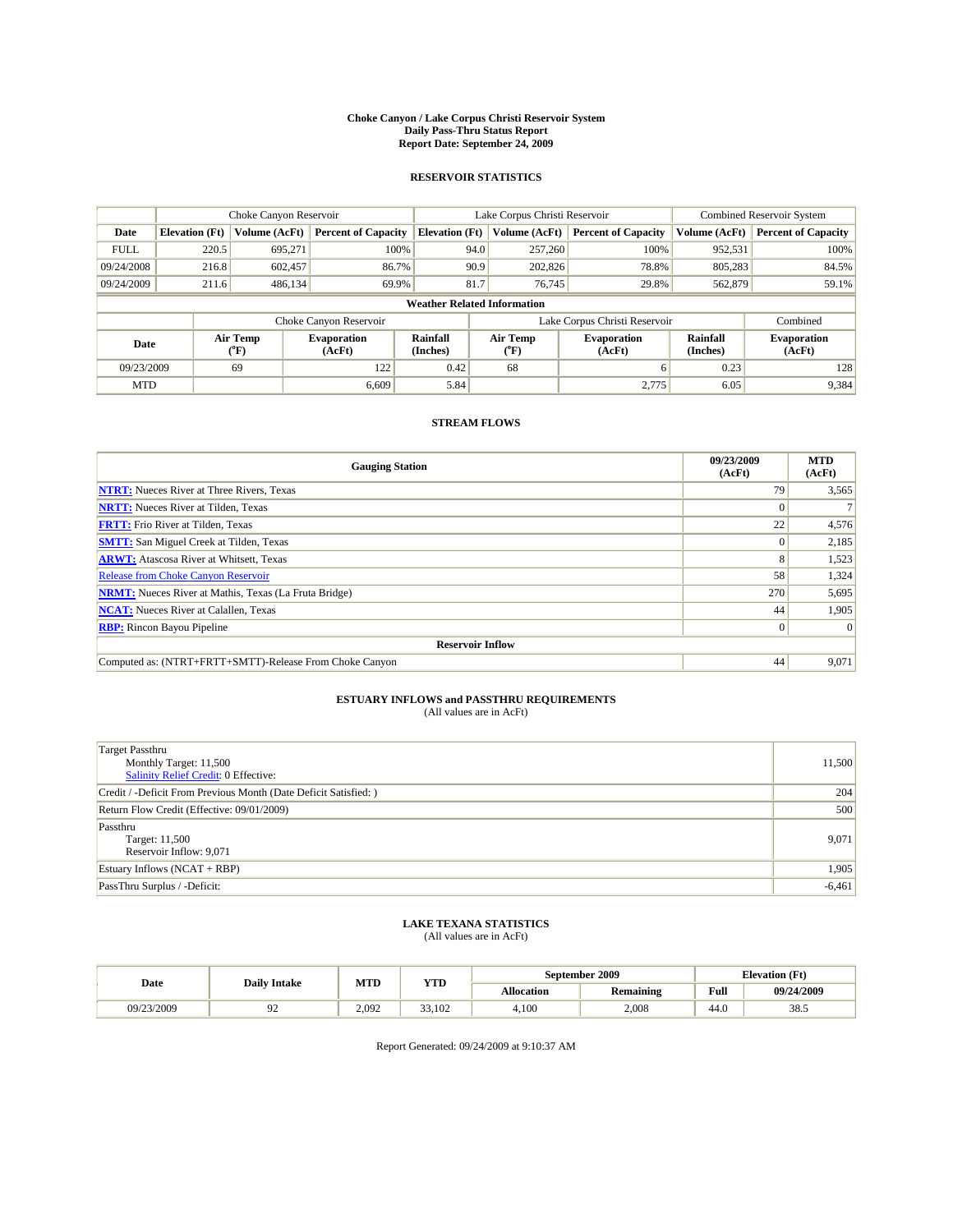**Choke Canyon / Lake Corpus Christi Reservoir System**
**Daily Pass-Thru Status Report**
**Report Date: September 24, 2009**

## RESERVOIR STATISTICS

| | Choke Canyon Reservoir | | | Lake Corpus Christi Reservoir | | | Combined Reservoir System | |
|---|---|---|---|---|---|---|---|---|
| **Date** | **Elevation (Ft)** | **Volume (AcFt)** | **Percent of Capacity** | **Elevation (Ft)** | **Volume (AcFt)** | **Percent of Capacity** | **Volume (AcFt)** | **Percent of Capacity** |
| FULL | 220.5 | 695,271 | 100% | 94.0 | 257,260 | 100% | 952,531 | 100% |
| 09/24/2008 | 216.8 | 602,457 | 86.7% | 90.9 | 202,826 | 78.8% | 805,283 | 84.5% |
| 09/24/2009 | 211.6 | 486,134 | 69.9% | 81.7 | 76,745 | 29.8% | 562,879 | 59.1% |

**Weather Related Information**

| | Choke Canyon Reservoir | | | Lake Corpus Christi Reservoir | | | Combined |
|---|---|---|---|---|---|---|---|
| **Date** | **Air Temp (°F)** | **Evaporation (AcFt)** | **Rainfall (Inches)** | **Air Temp (°F)** | **Evaporation (AcFt)** | **Rainfall (Inches)** | **Evaporation (AcFt)** |
| 09/23/2009 | 69 | 122 | 0.42 | 68 | 6 | 0.23 | 128 |
| MTD | | 6,609 | 5.84 | | 2,775 | 6.05 | 9,384 |

## STREAM FLOWS

| Gauging Station | 09/23/2009 (AcFt) | MTD (AcFt) |
|---|---|---|
| **NTRT:** Nueces River at Three Rivers, Texas | 79 | 3,565 |
| **NRTT:** Nueces River at Tilden, Texas | 0 | 7 |
| **FRTT:** Frio River at Tilden, Texas | 22 | 4,576 |
| **SMTT:** San Miguel Creek at Tilden, Texas | 0 | 2,185 |
| **ARWT:** Atascosa River at Whitsett, Texas | 8 | 1,523 |
| Release from Choke Canyon Reservoir | 58 | 1,324 |
| **NRMT:** Nueces River at Mathis, Texas (La Fruta Bridge) | 270 | 5,695 |
| **NCAT:** Nueces River at Calallen, Texas | 44 | 1,905 |
| **RBP:** Rincon Bayou Pipeline | 0 | 0 |
| **Reservoir Inflow** | | |
| Computed as: (NTRT+FRTT+SMTT)-Release From Choke Canyon | 44 | 9,071 |

## ESTUARY INFLOWS and PASSTHRU REQUIREMENTS

(All values are in AcFt)

| | |
|---|---|
| Target Passthru<br>Monthly Target: 11,500<br>Salinity Relief Credit: 0 Effective: | 11,500 |
| Credit / -Deficit From Previous Month (Date Deficit Satisfied: ) | 204 |
| Return Flow Credit (Effective: 09/01/2009) | 500 |
| Passthru<br>Target: 11,500<br>Reservoir Inflow: 9,071 | 9,071 |
| Estuary Inflows (NCAT + RBP) | 1,905 |
| PassThru Surplus / -Deficit: | -6,461 |

## LAKE TEXANA STATISTICS

(All values are in AcFt)

| Date | Daily Intake | MTD | YTD | September 2009 | | Elevation (Ft) | |
|---|---|---|---|---|---|---|---|
| | | | | **Allocation** | **Remaining** | **Full** | **09/24/2009** |
| 09/23/2009 | 92 | 2,092 | 33,102 | 4,100 | 2,008 | 44.0 | 38.5 |

Report Generated: 09/24/2009 at 9:10:37 AM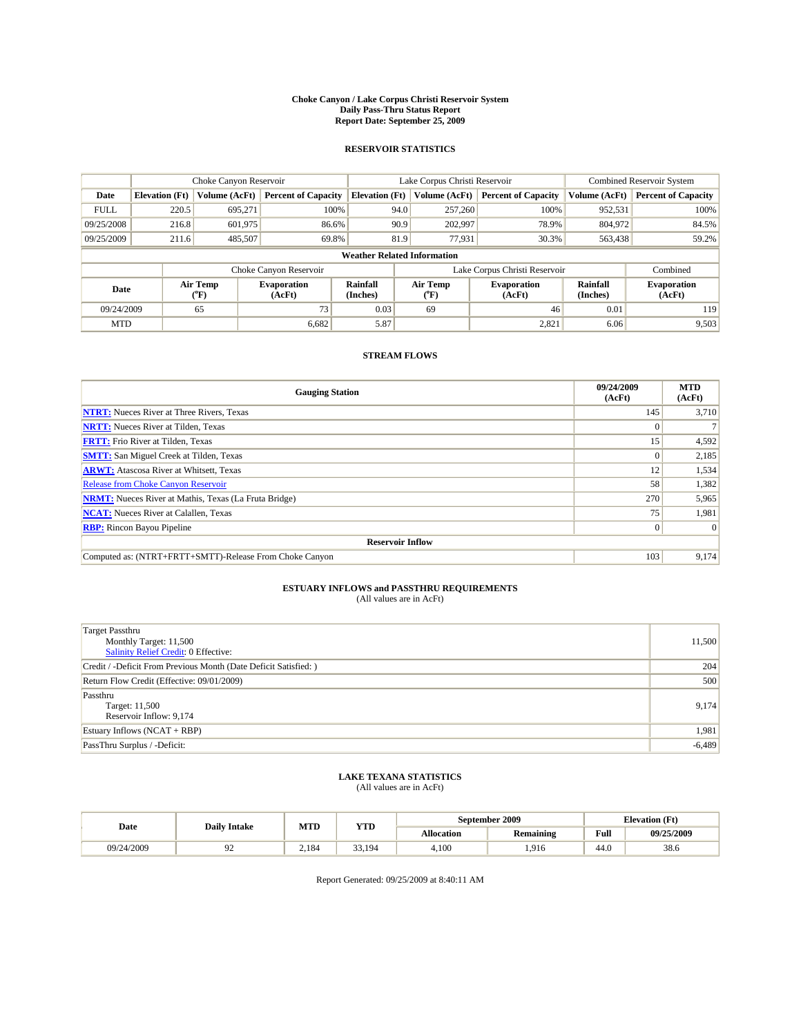# Choke Canyon / Lake Corpus Christi Reservoir System
## Daily Pass-Thru Status Report
### Report Date: September 25, 2009

## RESERVOIR STATISTICS

| | Choke Canyon Reservoir | | | Lake Corpus Christi Reservoir | | | Combined Reservoir System | |
|---|---|---|---|---|---|---|---|---|
| Date | Elevation (Ft) | Volume (AcFt) | Percent of Capacity | Elevation (Ft) | Volume (AcFt) | Percent of Capacity | Volume (AcFt) | Percent of Capacity |
| FULL | 220.5 | 695,271 | 100% | 94.0 | 257,260 | 100% | 952,531 | 100% |
| 09/25/2008 | 216.8 | 601,975 | 86.6% | 90.9 | 202,997 | 78.9% | 804,972 | 84.5% |
| 09/25/2009 | 211.6 | 485,507 | 69.8% | 81.9 | 77,931 | 30.3% | 563,438 | 59.2% |

### Weather Related Information

| | Choke Canyon Reservoir | | | Lake Corpus Christi Reservoir | | | Combined |
|---|---|---|---|---|---|---|---|
| Date | Air Temp (°F) | Evaporation (AcFt) | Rainfall (Inches) | Air Temp (°F) | Evaporation (AcFt) | Rainfall (Inches) | Evaporation (AcFt) |
| 09/24/2009 | 65 | 73 | 0.03 | 69 | 46 | 0.01 | 119 |
| MTD | | 6,682 | 5.87 | | 2,821 | 6.06 | 9,503 |

## STREAM FLOWS

| Gauging Station | 09/24/2009 (AcFt) | MTD (AcFt) |
|---|---|---|
| NTRT: Nueces River at Three Rivers, Texas | 145 | 3,710 |
| NRTT: Nueces River at Tilden, Texas | 0 | 7 |
| FRTT: Frio River at Tilden, Texas | 15 | 4,592 |
| SMTT: San Miguel Creek at Tilden, Texas | 0 | 2,185 |
| ARWT: Atascosa River at Whitsett, Texas | 12 | 1,534 |
| Release from Choke Canyon Reservoir | 58 | 1,382 |
| NRMT: Nueces River at Mathis, Texas (La Fruta Bridge) | 270 | 5,965 |
| NCAT: Nueces River at Calallen, Texas | 75 | 1,981 |
| RBP: Rincon Bayou Pipeline | 0 | 0 |
| **Reservoir Inflow** | | |
| Computed as: (NTRT+FRTT+SMTT)-Release From Choke Canyon | 103 | 9,174 |

## ESTUARY INFLOWS and PASSTHRU REQUIREMENTS
(All values are in AcFt)

| | |
|---|---|
| Target Passthru<br>Monthly Target: 11,500<br>Salinity Relief Credit: 0 Effective: | 11,500 |
| Credit / -Deficit From Previous Month (Date Deficit Satisfied: ) | 204 |
| Return Flow Credit (Effective: 09/01/2009) | 500 |
| Passthru<br>Target: 11,500<br>Reservoir Inflow: 9,174 | 9,174 |
| Estuary Inflows (NCAT + RBP) | 1,981 |
| PassThru Surplus / -Deficit: | -6,489 |

## LAKE TEXANA STATISTICS
(All values are in AcFt)

| Date | Daily Intake | MTD | YTD | September 2009 | | Elevation (Ft) | |
|---|---|---|---|---|---|---|---|
| | | | | Allocation | Remaining | Full | 09/25/2009 |
| 09/24/2009 | 92 | 2,184 | 33,194 | 4,100 | 1,916 | 44.0 | 38.6 |

Report Generated: 09/25/2009 at 8:40:11 AM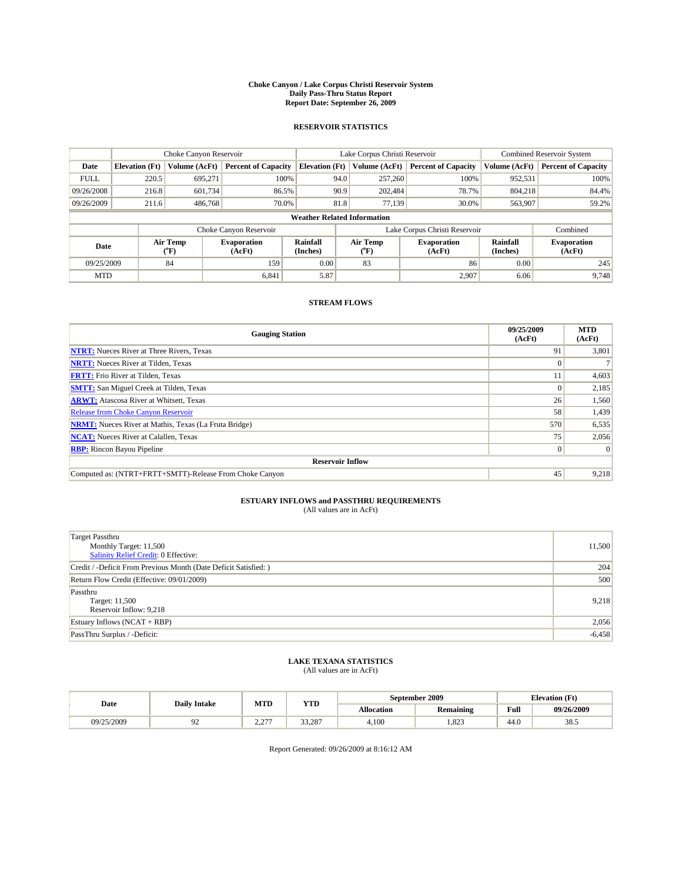# Choke Canyon / Lake Corpus Christi Reservoir System
## Daily Pass-Thru Status Report
### Report Date: September 26, 2009

## RESERVOIR STATISTICS

| | Choke Canyon Reservoir | | | Lake Corpus Christi Reservoir | | | Combined Reservoir System | |
|---|---|---|---|---|---|---|---|---|
| Date | Elevation (Ft) | Volume (AcFt) | Percent of Capacity | Elevation (Ft) | Volume (AcFt) | Percent of Capacity | Volume (AcFt) | Percent of Capacity |
| FULL | 220.5 | 695,271 | 100% | 94.0 | 257,260 | 100% | 952,531 | 100% |
| 09/26/2008 | 216.8 | 601,734 | 86.5% | 90.9 | 202,484 | 78.7% | 804,218 | 84.4% |
| 09/26/2009 | 211.6 | 486,768 | 70.0% | 81.8 | 77,139 | 30.0% | 563,907 | 59.2% |

**Weather Related Information**

| | Choke Canyon Reservoir | | | Lake Corpus Christi Reservoir | | | Combined |
|---|---|---|---|---|---|---|---|
| Date | Air Temp (°F) | Evaporation (AcFt) | Rainfall (Inches) | Air Temp (°F) | Evaporation (AcFt) | Rainfall (Inches) | Evaporation (AcFt) |
| 09/25/2009 | 84 | 159 | 0.00 | 83 | 86 | 0.00 | 245 |
| MTD | | 6,841 | 5.87 | | 2,907 | 6.06 | 9,748 |

## STREAM FLOWS

| Gauging Station | 09/25/2009 (AcFt) | MTD (AcFt) |
|---|---|---|
| NTRT: Nueces River at Three Rivers, Texas | 91 | 3,801 |
| NRTT: Nueces River at Tilden, Texas | 0 | 7 |
| FRTT: Frio River at Tilden, Texas | 11 | 4,603 |
| SMTT: San Miguel Creek at Tilden, Texas | 0 | 2,185 |
| ARWT: Atascosa River at Whitsett, Texas | 26 | 1,560 |
| Release from Choke Canyon Reservoir | 58 | 1,439 |
| NRMT: Nueces River at Mathis, Texas (La Fruta Bridge) | 570 | 6,535 |
| NCAT: Nueces River at Calallen, Texas | 75 | 2,056 |
| RBP: Rincon Bayou Pipeline | 0 | 0 |
| **Reservoir Inflow** | | |
| Computed as: (NTRT+FRTT+SMTT)-Release From Choke Canyon | 45 | 9,218 |

## ESTUARY INFLOWS and PASSTHRU REQUIREMENTS
(All values are in AcFt)

| | |
|---|---|
| Target Passthru<br>Monthly Target: 11,500<br>Salinity Relief Credit: 0 Effective: | 11,500 |
| Credit / -Deficit From Previous Month (Date Deficit Satisfied: ) | 204 |
| Return Flow Credit (Effective: 09/01/2009) | 500 |
| Passthru<br>Target: 11,500<br>Reservoir Inflow: 9,218 | 9,218 |
| Estuary Inflows (NCAT + RBP) | 2,056 |
| PassThru Surplus / -Deficit: | -6,458 |

## LAKE TEXANA STATISTICS
(All values are in AcFt)

| Date | Daily Intake | MTD | YTD | September 2009 | | Elevation (Ft) | |
|---|---|---|---|---|---|---|---|
| | | | | Allocation | Remaining | Full | 09/26/2009 |
| 09/25/2009 | 92 | 2,277 | 33,287 | 4,100 | 1,823 | 44.0 | 38.5 |

Report Generated: 09/26/2009 at 8:16:12 AM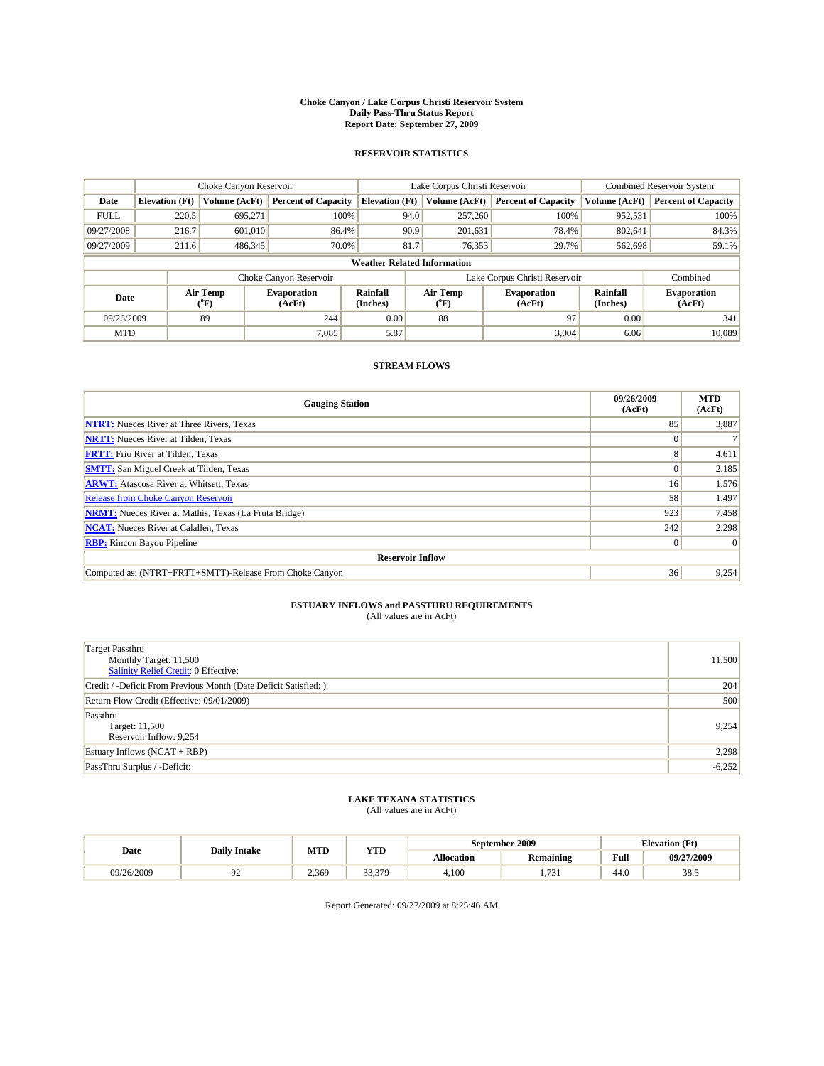# Choke Canyon / Lake Corpus Christi Reservoir System
## Daily Pass-Thru Status Report
## Report Date: September 27, 2009

### RESERVOIR STATISTICS

| | Choke Canyon Reservoir | | | Lake Corpus Christi Reservoir | | | Combined Reservoir System | |
|---|---|---|---|---|---|---|---|---|
| Date | Elevation (Ft) | Volume (AcFt) | Percent of Capacity | Elevation (Ft) | Volume (AcFt) | Percent of Capacity | Volume (AcFt) | Percent of Capacity |
| FULL | 220.5 | 695,271 | 100% | 94.0 | 257,260 | 100% | 952,531 | 100% |
| 09/27/2008 | 216.7 | 601,010 | 86.4% | 90.9 | 201,631 | 78.4% | 802,641 | 84.3% |
| 09/27/2009 | 211.6 | 486,345 | 70.0% | 81.7 | 76,353 | 29.7% | 562,698 | 59.1% |

**Weather Related Information**

| | Choke Canyon Reservoir | | | Lake Corpus Christi Reservoir | | | Combined |
|---|---|---|---|---|---|---|---|
| Date | Air Temp (°F) | Evaporation (AcFt) | Rainfall (Inches) | Air Temp (°F) | Evaporation (AcFt) | Rainfall (Inches) | Evaporation (AcFt) |
| 09/26/2009 | 89 | 244 | 0.00 | 88 | 97 | 0.00 | 341 |
| MTD | | 7,085 | 5.87 | | 3,004 | 6.06 | 10,089 |

### STREAM FLOWS

| Gauging Station | 09/26/2009 (AcFt) | MTD (AcFt) |
|---|---|---|
| NTRT: Nueces River at Three Rivers, Texas | 85 | 3,887 |
| NRTT: Nueces River at Tilden, Texas | 0 | 7 |
| FRTT: Frio River at Tilden, Texas | 8 | 4,611 |
| SMTT: San Miguel Creek at Tilden, Texas | 0 | 2,185 |
| ARWT: Atascosa River at Whitsett, Texas | 16 | 1,576 |
| Release from Choke Canyon Reservoir | 58 | 1,497 |
| NRMT: Nueces River at Mathis, Texas (La Fruta Bridge) | 923 | 7,458 |
| NCAT: Nueces River at Calallen, Texas | 242 | 2,298 |
| RBP: Rincon Bayou Pipeline | 0 | 0 |
| **Reservoir Inflow** | | |
| Computed as: (NTRT+FRTT+SMTT)-Release From Choke Canyon | 36 | 9,254 |

### ESTUARY INFLOWS and PASSTHRU REQUIREMENTS
(All values are in AcFt)

| | |
|---|---|
| Target Passthru<br>Monthly Target: 11,500<br>Salinity Relief Credit: 0 Effective: | 11,500 |
| Credit / -Deficit From Previous Month (Date Deficit Satisfied: ) | 204 |
| Return Flow Credit (Effective: 09/01/2009) | 500 |
| Passthru<br>Target: 11,500<br>Reservoir Inflow: 9,254 | 9,254 |
| Estuary Inflows (NCAT + RBP) | 2,298 |
| PassThru Surplus / -Deficit: | -6,252 |

### LAKE TEXANA STATISTICS
(All values are in AcFt)

| Date | Daily Intake | MTD | YTD | September 2009 | | Elevation (Ft) | |
|---|---|---|---|---|---|---|---|
| | | | | Allocation | Remaining | Full | 09/27/2009 |
| 09/26/2009 | 92 | 2,369 | 33,379 | 4,100 | 1,731 | 44.0 | 38.5 |

Report Generated: 09/27/2009 at 8:25:46 AM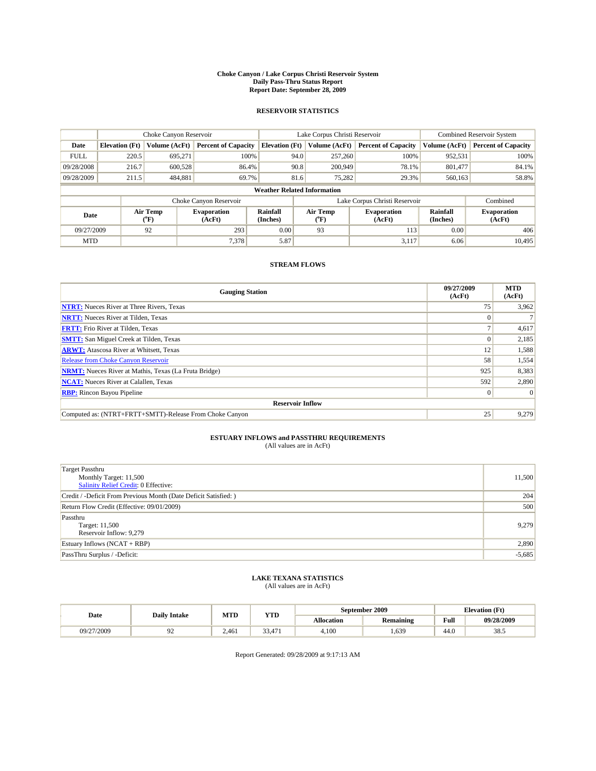# Choke Canyon / Lake Corpus Christi Reservoir System
## Daily Pass-Thru Status Report
## Report Date: September 28, 2009

### RESERVOIR STATISTICS

| | Choke Canyon Reservoir | | | Lake Corpus Christi Reservoir | | | Combined Reservoir System | |
|---|---|---|---|---|---|---|---|---|
| Date | Elevation (Ft) | Volume (AcFt) | Percent of Capacity | Elevation (Ft) | Volume (AcFt) | Percent of Capacity | Volume (AcFt) | Percent of Capacity |
| FULL | 220.5 | 695,271 | 100% | 94.0 | 257,260 | 100% | 952,531 | 100% |
| 09/28/2008 | 216.7 | 600,528 | 86.4% | 90.8 | 200,949 | 78.1% | 801,477 | 84.1% |
| 09/28/2009 | 211.5 | 484,881 | 69.7% | 81.6 | 75,282 | 29.3% | 560,163 | 58.8% |

**Weather Related Information**

| | Choke Canyon Reservoir | | | Lake Corpus Christi Reservoir | | | Combined |
|---|---|---|---|---|---|---|---|
| Date | Air Temp (°F) | Evaporation (AcFt) | Rainfall (Inches) | Air Temp (°F) | Evaporation (AcFt) | Rainfall (Inches) | Evaporation (AcFt) |
| 09/27/2009 | 92 | 293 | 0.00 | 93 | 113 | 0.00 | 406 |
| MTD | | 7,378 | 5.87 | | 3,117 | 6.06 | 10,495 |

### STREAM FLOWS

| Gauging Station | 09/27/2009 (AcFt) | MTD (AcFt) |
|---|---|---|
| **NTRT:** Nueces River at Three Rivers, Texas | 75 | 3,962 |
| **NRTT:** Nueces River at Tilden, Texas | 0 | 7 |
| **FRTT:** Frio River at Tilden, Texas | 7 | 4,617 |
| **SMTT:** San Miguel Creek at Tilden, Texas | 0 | 2,185 |
| **ARWT:** Atascosa River at Whitsett, Texas | 12 | 1,588 |
| Release from Choke Canyon Reservoir | 58 | 1,554 |
| **NRMT:** Nueces River at Mathis, Texas (La Fruta Bridge) | 925 | 8,383 |
| **NCAT:** Nueces River at Calallen, Texas | 592 | 2,890 |
| **RBP:** Rincon Bayou Pipeline | 0 | 0 |
| **Reservoir Inflow** | | |
| Computed as: (NTRT+FRTT+SMTT)-Release From Choke Canyon | 25 | 9,279 |

### ESTUARY INFLOWS and PASSTHRU REQUIREMENTS
(All values are in AcFt)

| | |
|---|---|
| Target Passthru<br>Monthly Target: 11,500<br>Salinity Relief Credit: 0 Effective: | 11,500 |
| Credit / -Deficit From Previous Month (Date Deficit Satisfied: ) | 204 |
| Return Flow Credit (Effective: 09/01/2009) | 500 |
| Passthru<br>Target: 11,500<br>Reservoir Inflow: 9,279 | 9,279 |
| Estuary Inflows (NCAT + RBP) | 2,890 |
| PassThru Surplus / -Deficit: | -5,685 |

### LAKE TEXANA STATISTICS
(All values are in AcFt)

| Date | Daily Intake | MTD | YTD | September 2009 | | Elevation (Ft) | |
|---|---|---|---|---|---|---|---|
| | | | | Allocation | Remaining | Full | 09/28/2009 |
| 09/27/2009 | 92 | 2,461 | 33,471 | 4,100 | 1,639 | 44.0 | 38.5 |

Report Generated: 09/28/2009 at 9:17:13 AM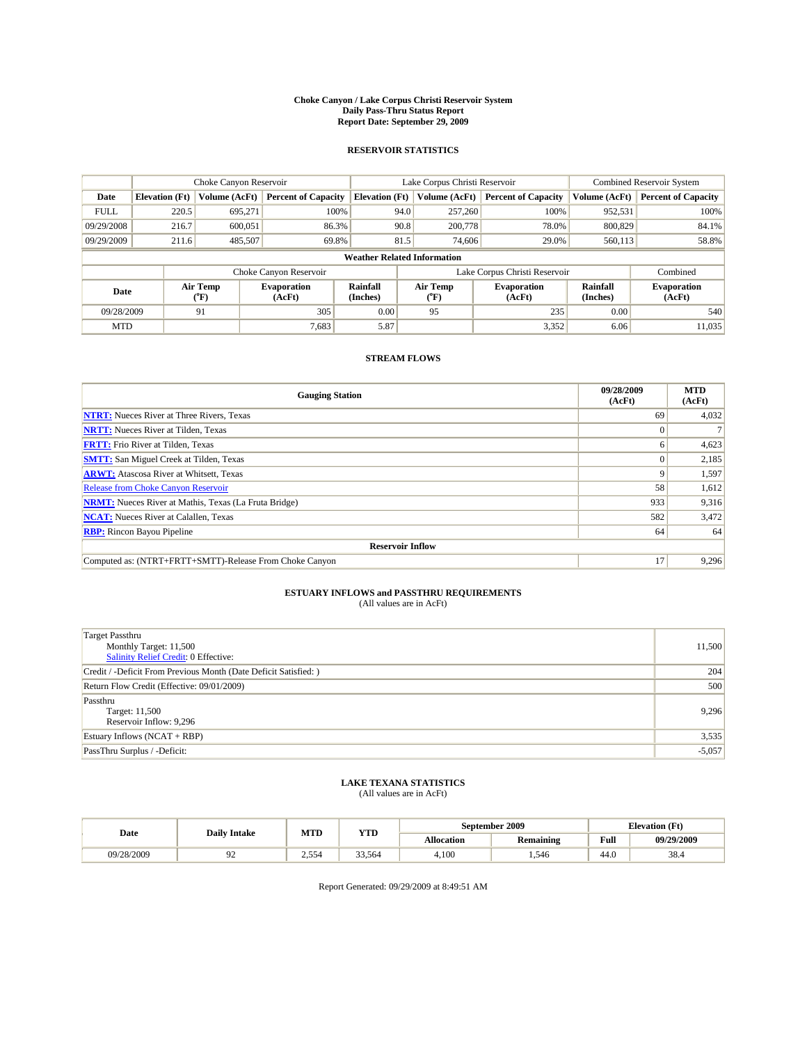**Choke Canyon / Lake Corpus Christi Reservoir System**
**Daily Pass-Thru Status Report**
**Report Date: September 29, 2009**

## RESERVOIR STATISTICS

| | Choke Canyon Reservoir | | | Lake Corpus Christi Reservoir | | | Combined Reservoir System | |
|---|---|---|---|---|---|---|---|---|
| **Date** | **Elevation (Ft)** | **Volume (AcFt)** | **Percent of Capacity** | **Elevation (Ft)** | **Volume (AcFt)** | **Percent of Capacity** | **Volume (AcFt)** | **Percent of Capacity** |
| FULL | 220.5 | 695,271 | 100% | 94.0 | 257,260 | 100% | 952,531 | 100% |
| 09/29/2008 | 216.7 | 600,051 | 86.3% | 90.8 | 200,778 | 78.0% | 800,829 | 84.1% |
| 09/29/2009 | 211.6 | 485,507 | 69.8% | 81.5 | 74,606 | 29.0% | 560,113 | 58.8% |

**Weather Related Information**

| | Choke Canyon Reservoir | | | Lake Corpus Christi Reservoir | | | Combined |
|---|---|---|---|---|---|---|---|
| **Date** | **Air Temp (°F)** | **Evaporation (AcFt)** | **Rainfall (Inches)** | **Air Temp (°F)** | **Evaporation (AcFt)** | **Rainfall (Inches)** | **Evaporation (AcFt)** |
| 09/28/2009 | 91 | 305 | 0.00 | 95 | 235 | 0.00 | 540 |
| MTD | | 7,683 | 5.87 | | 3,352 | 6.06 | 11,035 |

## STREAM FLOWS

| Gauging Station | 09/28/2009 (AcFt) | MTD (AcFt) |
|---|---|---|
| NTRT: Nueces River at Three Rivers, Texas | 69 | 4,032 |
| NRTT: Nueces River at Tilden, Texas | 0 | 7 |
| FRTT: Frio River at Tilden, Texas | 6 | 4,623 |
| SMTT: San Miguel Creek at Tilden, Texas | 0 | 2,185 |
| ARWT: Atascosa River at Whitsett, Texas | 9 | 1,597 |
| Release from Choke Canyon Reservoir | 58 | 1,612 |
| NRMT: Nueces River at Mathis, Texas (La Fruta Bridge) | 933 | 9,316 |
| NCAT: Nueces River at Calallen, Texas | 582 | 3,472 |
| RBP: Rincon Bayou Pipeline | 64 | 64 |
| **Reservoir Inflow** | | |
| Computed as: (NTRT+FRTT+SMTT)-Release From Choke Canyon | 17 | 9,296 |

## ESTUARY INFLOWS and PASSTHRU REQUIREMENTS

(All values are in AcFt)

| | |
|---|---|
| Target Passthru<br>Monthly Target: 11,500<br>Salinity Relief Credit: 0 Effective: | 11,500 |
| Credit / -Deficit From Previous Month (Date Deficit Satisfied: ) | 204 |
| Return Flow Credit (Effective: 09/01/2009) | 500 |
| Passthru<br>Target: 11,500<br>Reservoir Inflow: 9,296 | 9,296 |
| Estuary Inflows (NCAT + RBP) | 3,535 |
| PassThru Surplus / -Deficit: | -5,057 |

## LAKE TEXANA STATISTICS

(All values are in AcFt)

| Date | Daily Intake | MTD | YTD | September 2009 | | Elevation (Ft) | |
|---|---|---|---|---|---|---|---|
| | | | | **Allocation** | **Remaining** | **Full** | **09/29/2009** |
| 09/28/2009 | 92 | 2,554 | 33,564 | 4,100 | 1,546 | 44.0 | 38.4 |

Report Generated: 09/29/2009 at 8:49:51 AM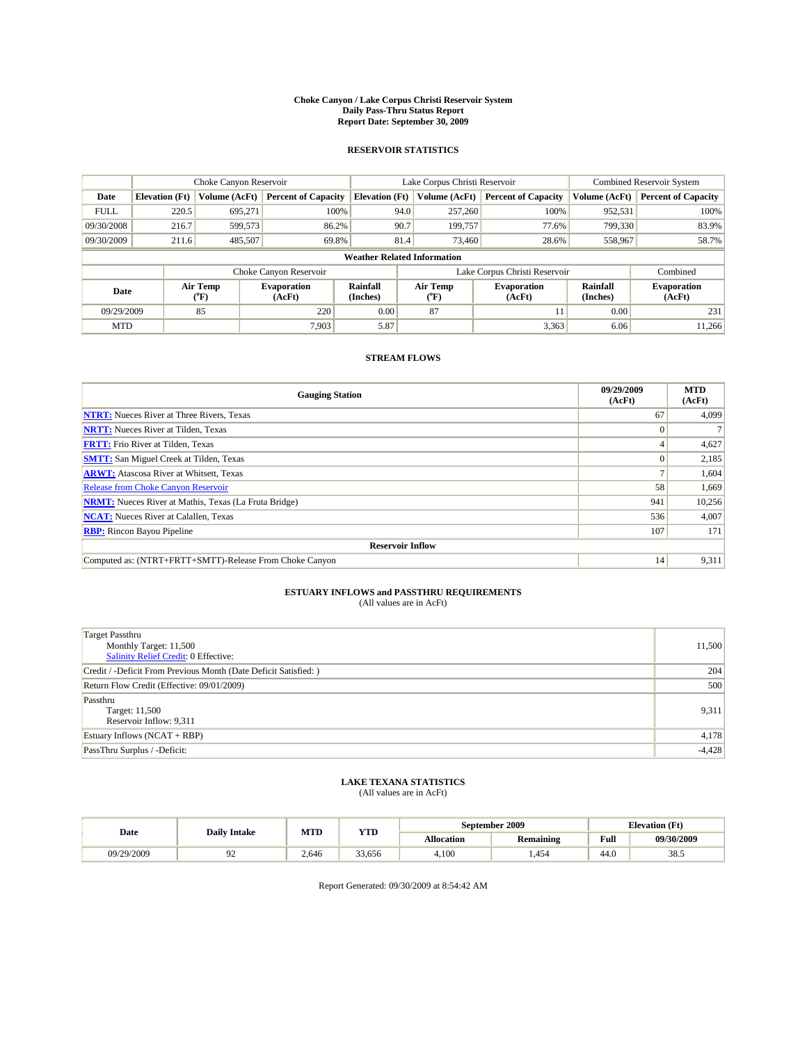# Choke Canyon / Lake Corpus Christi Reservoir System
## Daily Pass-Thru Status Report
## Report Date: September 30, 2009

### RESERVOIR STATISTICS

| | Choke Canyon Reservoir | | | Lake Corpus Christi Reservoir | | | Combined Reservoir System | |
|---|---|---|---|---|---|---|---|---|
| Date | Elevation (Ft) | Volume (AcFt) | Percent of Capacity | Elevation (Ft) | Volume (AcFt) | Percent of Capacity | Volume (AcFt) | Percent of Capacity |
| FULL | 220.5 | 695,271 | 100% | 94.0 | 257,260 | 100% | 952,531 | 100% |
| 09/30/2008 | 216.7 | 599,573 | 86.2% | 90.7 | 199,757 | 77.6% | 799,330 | 83.9% |
| 09/30/2009 | 211.6 | 485,507 | 69.8% | 81.4 | 73,460 | 28.6% | 558,967 | 58.7% |

**Weather Related Information**

| | Choke Canyon Reservoir | | | Lake Corpus Christi Reservoir | | | Combined |
|---|---|---|---|---|---|---|---|
| Date | Air Temp (°F) | Evaporation (AcFt) | Rainfall (Inches) | Air Temp (°F) | Evaporation (AcFt) | Rainfall (Inches) | Evaporation (AcFt) |
| 09/29/2009 | 85 | 220 | 0.00 | 87 | 11 | 0.00 | 231 |
| MTD | | 7,903 | 5.87 | | 3,363 | 6.06 | 11,266 |

### STREAM FLOWS

| Gauging Station | 09/29/2009 (AcFt) | MTD (AcFt) |
|---|---|---|
| NTRT: Nueces River at Three Rivers, Texas | 67 | 4,099 |
| NRTT: Nueces River at Tilden, Texas | 0 | 7 |
| FRTT: Frio River at Tilden, Texas | 4 | 4,627 |
| SMTT: San Miguel Creek at Tilden, Texas | 0 | 2,185 |
| ARWT: Atascosa River at Whitsett, Texas | 7 | 1,604 |
| Release from Choke Canyon Reservoir | 58 | 1,669 |
| NRMT: Nueces River at Mathis, Texas (La Fruta Bridge) | 941 | 10,256 |
| NCAT: Nueces River at Calallen, Texas | 536 | 4,007 |
| RBP: Rincon Bayou Pipeline | 107 | 171 |
| **Reservoir Inflow** | | |
| Computed as: (NTRT+FRTT+SMTT)-Release From Choke Canyon | 14 | 9,311 |

### ESTUARY INFLOWS and PASSTHRU REQUIREMENTS
(All values are in AcFt)

| | |
|---|---|
| Target Passthru<br>Monthly Target: 11,500<br>Salinity Relief Credit: 0 Effective: | 11,500 |
| Credit / -Deficit From Previous Month (Date Deficit Satisfied: ) | 204 |
| Return Flow Credit (Effective: 09/01/2009) | 500 |
| Passthru<br>Target: 11,500<br>Reservoir Inflow: 9,311 | 9,311 |
| Estuary Inflows (NCAT + RBP) | 4,178 |
| PassThru Surplus / -Deficit: | -4,428 |

### LAKE TEXANA STATISTICS
(All values are in AcFt)

| Date | Daily Intake | MTD | YTD | September 2009 | | Elevation (Ft) | |
|---|---|---|---|---|---|---|---|
| | | | | Allocation | Remaining | Full | 09/30/2009 |
| 09/29/2009 | 92 | 2,646 | 33,656 | 4,100 | 1,454 | 44.0 | 38.5 |

Report Generated: 09/30/2009 at 8:54:42 AM